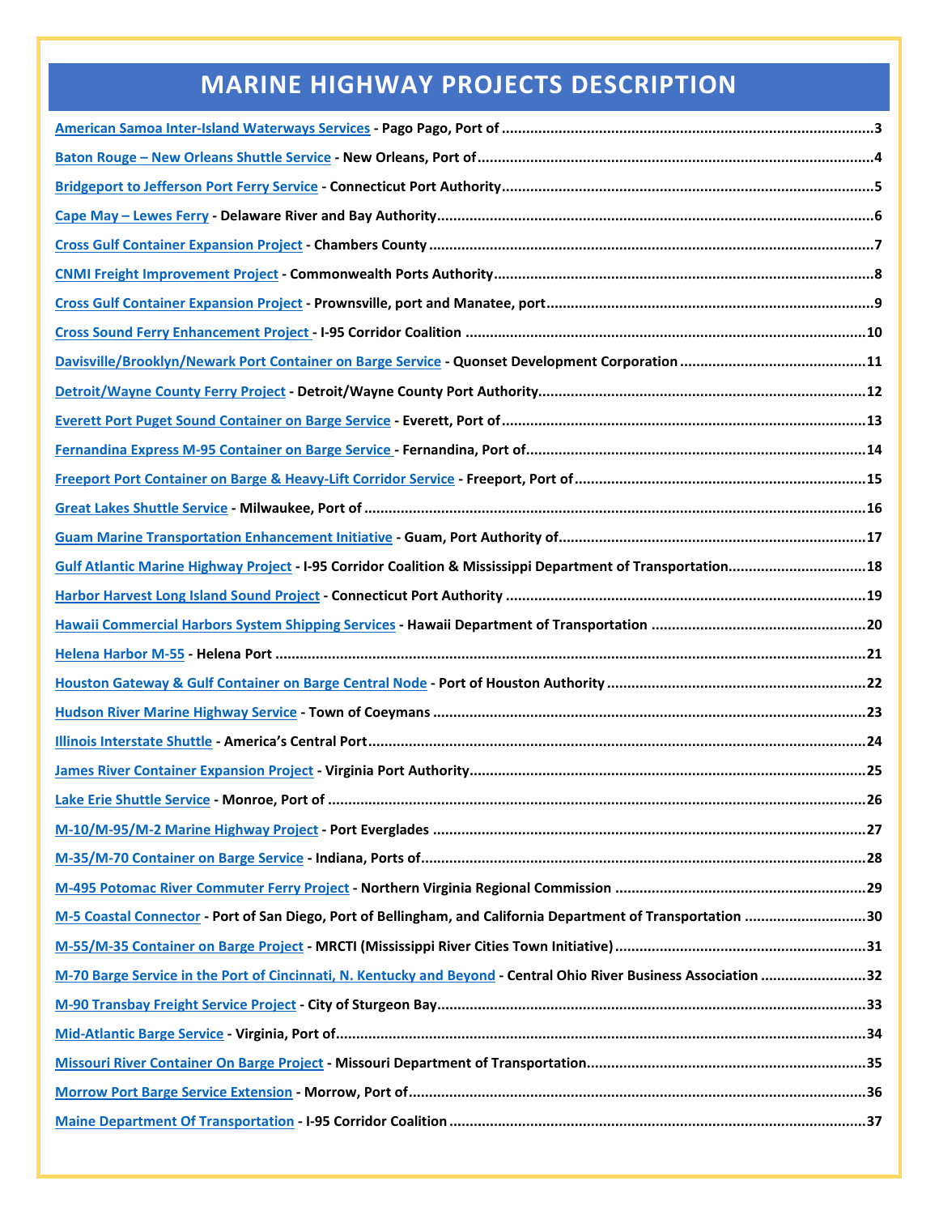# MARINE HIGHWAY PROJECTS DESCRIPTION

American Samoa Inter-Island Waterways Services - Pago Pago, Port of ..........3

Baton Rouge – New Orleans Shuttle Service - New Orleans, Port of ..........4

Bridgeport to Jefferson Port Ferry Service - Connecticut Port Authority ..........5

Cape May – Lewes Ferry - Delaware River and Bay Authority ..........6

Cross Gulf Container Expansion Project - Chambers County ..........7

CNMI Freight Improvement Project - Commonwealth Ports Authority ..........8

Cross Gulf Container Expansion Project - Prownsville, port and Manatee, port ..........9

Cross Sound Ferry Enhancement Project - I-95 Corridor Coalition ..........10

Davisville/Brooklyn/Newark Port Container on Barge Service - Quonset Development Corporation ..........11

Detroit/Wayne County Ferry Project - Detroit/Wayne County Port Authority ..........12

Everett Port Puget Sound Container on Barge Service - Everett, Port of ..........13

Fernandina Express M-95 Container on Barge Service - Fernandina, Port of ..........14

Freeport Port Container on Barge & Heavy-Lift Corridor Service - Freeport, Port of ..........15

Great Lakes Shuttle Service - Milwaukee, Port of ..........16

Guam Marine Transportation Enhancement Initiative - Guam, Port Authority of ..........17

Gulf Atlantic Marine Highway Project - I-95 Corridor Coalition & Mississippi Department of Transportation ..........18

Harbor Harvest Long Island Sound Project - Connecticut Port Authority ..........19

Hawaii Commercial Harbors System Shipping Services - Hawaii Department of Transportation ..........20

Helena Harbor M-55 - Helena Port ..........21

Houston Gateway & Gulf Container on Barge Central Node - Port of Houston Authority ..........22

Hudson River Marine Highway Service - Town of Coeymans ..........23

Illinois Interstate Shuttle - America's Central Port ..........24

James River Container Expansion Project - Virginia Port Authority ..........25

Lake Erie Shuttle Service - Monroe, Port of ..........26

M-10/M-95/M-2 Marine Highway Project - Port Everglades ..........27

M-35/M-70 Container on Barge Service - Indiana, Ports of ..........28

M-495 Potomac River Commuter Ferry Project - Northern Virginia Regional Commission ..........29

M-5 Coastal Connector - Port of San Diego, Port of Bellingham, and California Department of Transportation ..........30

M-55/M-35 Container on Barge Project - MRCTI (Mississippi River Cities Town Initiative) ..........31

M-70 Barge Service in the Port of Cincinnati, N. Kentucky and Beyond - Central Ohio River Business Association ..........32

M-90 Transbay Freight Service Project - City of Sturgeon Bay ..........33

Mid-Atlantic Barge Service - Virginia, Port of ..........34

Missouri River Container On Barge Project - Missouri Department of Transportation ..........35

Morrow Port Barge Service Extension - Morrow, Port of ..........36

Maine Department Of Transportation - I-95 Corridor Coalition ..........37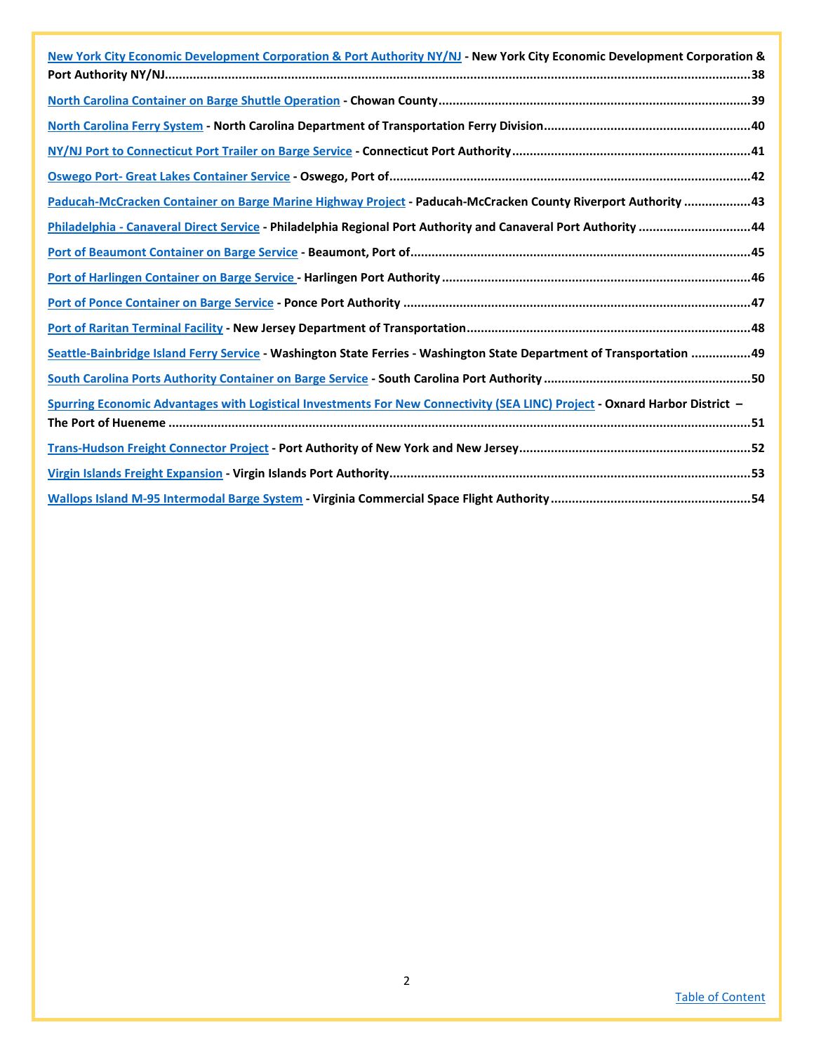New York City Economic Development Corporation & Port Authority NY/NJ - **New York City Economic Development Corporation & Port Authority NY/NJ.....38**

North Carolina Container on Barge Shuttle Operation - **Chowan County.....39**

North Carolina Ferry System - **North Carolina Department of Transportation Ferry Division.....40**

NY/NJ Port to Connecticut Port Trailer on Barge Service - **Connecticut Port Authority.....41**

Oswego Port- Great Lakes Container Service - **Oswego, Port of.....42**

Paducah-McCracken Container on Barge Marine Highway Project - **Paducah-McCracken County Riverport Authority.....43**

Philadelphia - Canaveral Direct Service - **Philadelphia Regional Port Authority and Canaveral Port Authority.....44**

Port of Beaumont Container on Barge Service - **Beaumont, Port of.....45**

Port of Harlingen Container on Barge Service - **Harlingen Port Authority.....46**

Port of Ponce Container on Barge Service - **Ponce Port Authority.....47**

Port of Raritan Terminal Facility - **New Jersey Department of Transportation.....48**

Seattle-Bainbridge Island Ferry Service - **Washington State Ferries - Washington State Department of Transportation.....49**

South Carolina Ports Authority Container on Barge Service - **South Carolina Port Authority.....50**

Spurring Economic Advantages with Logistical Investments For New Connectivity (SEA LINC) Project - **Oxnard Harbor District – The Port of Hueneme.....51**

Trans-Hudson Freight Connector Project - **Port Authority of New York and New Jersey.....52**

Virgin Islands Freight Expansion - **Virgin Islands Port Authority.....53**

Wallops Island M-95 Intermodal Barge System - **Virginia Commercial Space Flight Authority.....54**

Table of Content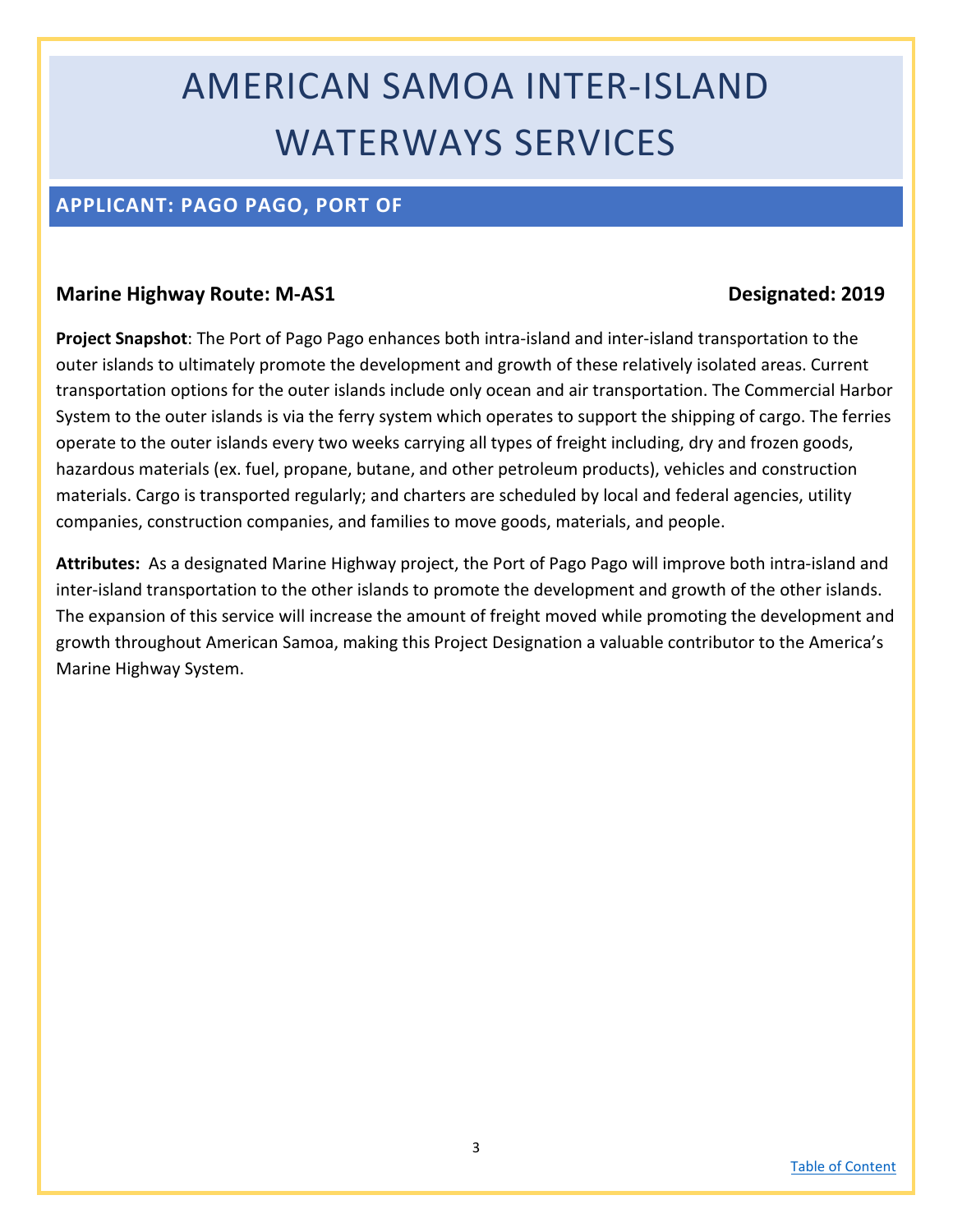# AMERICAN SAMOA INTER-ISLAND WATERWAYS SERVICES

## APPLICANT: PAGO PAGO, PORT OF

**Marine Highway Route: M-AS1** **Designated: 2019**

**Project Snapshot**: The Port of Pago Pago enhances both intra-island and inter-island transportation to the outer islands to ultimately promote the development and growth of these relatively isolated areas. Current transportation options for the outer islands include only ocean and air transportation. The Commercial Harbor System to the outer islands is via the ferry system which operates to support the shipping of cargo. The ferries operate to the outer islands every two weeks carrying all types of freight including, dry and frozen goods, hazardous materials (ex. fuel, propane, butane, and other petroleum products), vehicles and construction materials. Cargo is transported regularly; and charters are scheduled by local and federal agencies, utility companies, construction companies, and families to move goods, materials, and people.

**Attributes:** As a designated Marine Highway project, the Port of Pago Pago will improve both intra-island and inter-island transportation to the other islands to promote the development and growth of the other islands. The expansion of this service will increase the amount of freight moved while promoting the development and growth throughout American Samoa, making this Project Designation a valuable contributor to the America's Marine Highway System.

Table of Content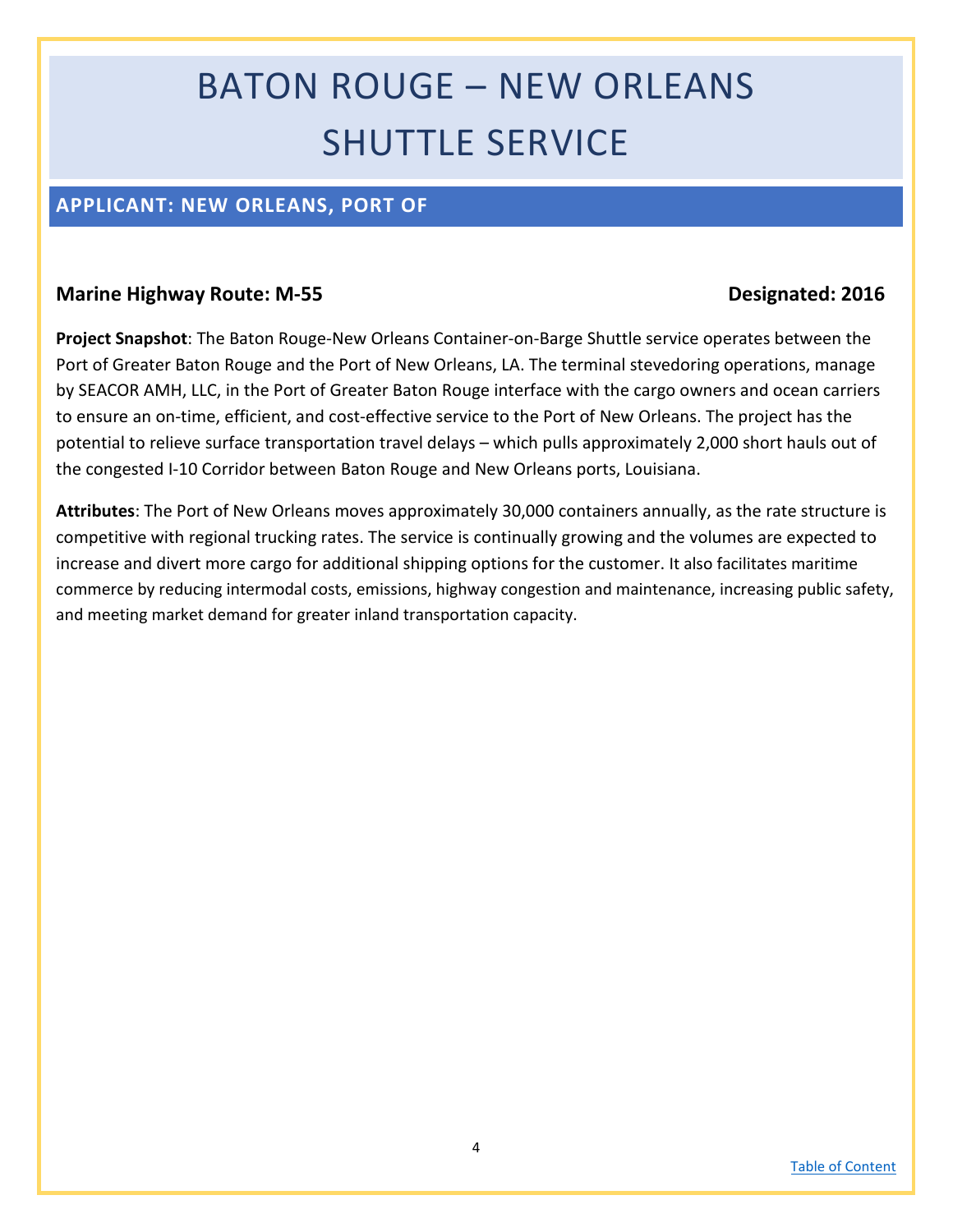# BATON ROUGE – NEW ORLEANS SHUTTLE SERVICE

## APPLICANT: NEW ORLEANS, PORT OF

**Marine Highway Route: M-55** **Designated: 2016**

**Project Snapshot**: The Baton Rouge-New Orleans Container-on-Barge Shuttle service operates between the Port of Greater Baton Rouge and the Port of New Orleans, LA. The terminal stevedoring operations, manage by SEACOR AMH, LLC, in the Port of Greater Baton Rouge interface with the cargo owners and ocean carriers to ensure an on-time, efficient, and cost-effective service to the Port of New Orleans. The project has the potential to relieve surface transportation travel delays – which pulls approximately 2,000 short hauls out of the congested I-10 Corridor between Baton Rouge and New Orleans ports, Louisiana.

**Attributes**: The Port of New Orleans moves approximately 30,000 containers annually, as the rate structure is competitive with regional trucking rates. The service is continually growing and the volumes are expected to increase and divert more cargo for additional shipping options for the customer. It also facilitates maritime commerce by reducing intermodal costs, emissions, highway congestion and maintenance, increasing public safety, and meeting market demand for greater inland transportation capacity.

[Table of Content]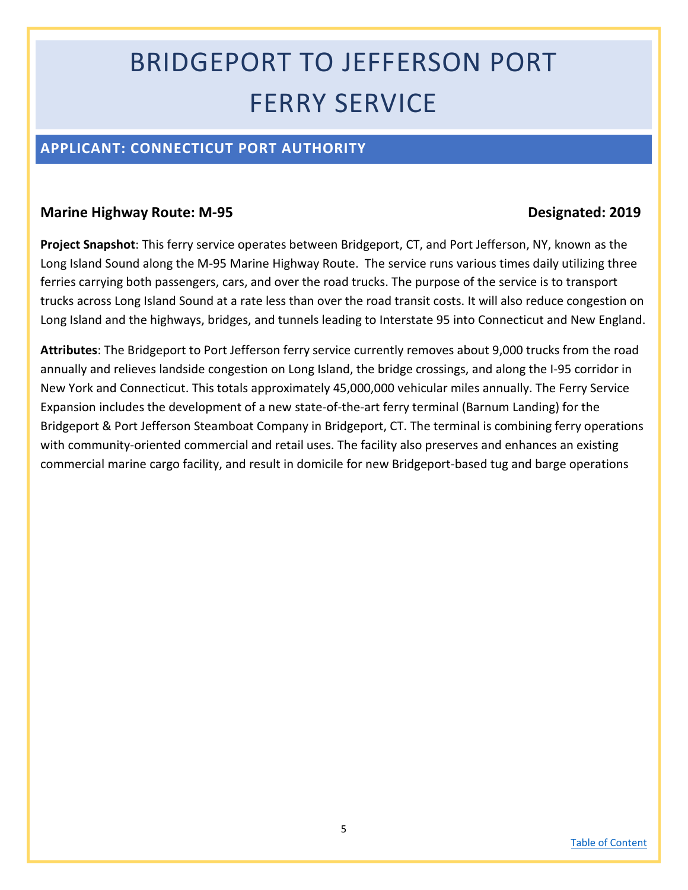# BRIDGEPORT TO JEFFERSON PORT FERRY SERVICE

## APPLICANT: CONNECTICUT PORT AUTHORITY

**Marine Highway Route: M-95** **Designated: 2019**

**Project Snapshot**: This ferry service operates between Bridgeport, CT, and Port Jefferson, NY, known as the Long Island Sound along the M-95 Marine Highway Route. The service runs various times daily utilizing three ferries carrying both passengers, cars, and over the road trucks. The purpose of the service is to transport trucks across Long Island Sound at a rate less than over the road transit costs. It will also reduce congestion on Long Island and the highways, bridges, and tunnels leading to Interstate 95 into Connecticut and New England.

**Attributes**: The Bridgeport to Port Jefferson ferry service currently removes about 9,000 trucks from the road annually and relieves landside congestion on Long Island, the bridge crossings, and along the I-95 corridor in New York and Connecticut. This totals approximately 45,000,000 vehicular miles annually. The Ferry Service Expansion includes the development of a new state-of-the-art ferry terminal (Barnum Landing) for the Bridgeport & Port Jefferson Steamboat Company in Bridgeport, CT. The terminal is combining ferry operations with community-oriented commercial and retail uses. The facility also preserves and enhances an existing commercial marine cargo facility, and result in domicile for new Bridgeport-based tug and barge operations

Table of Content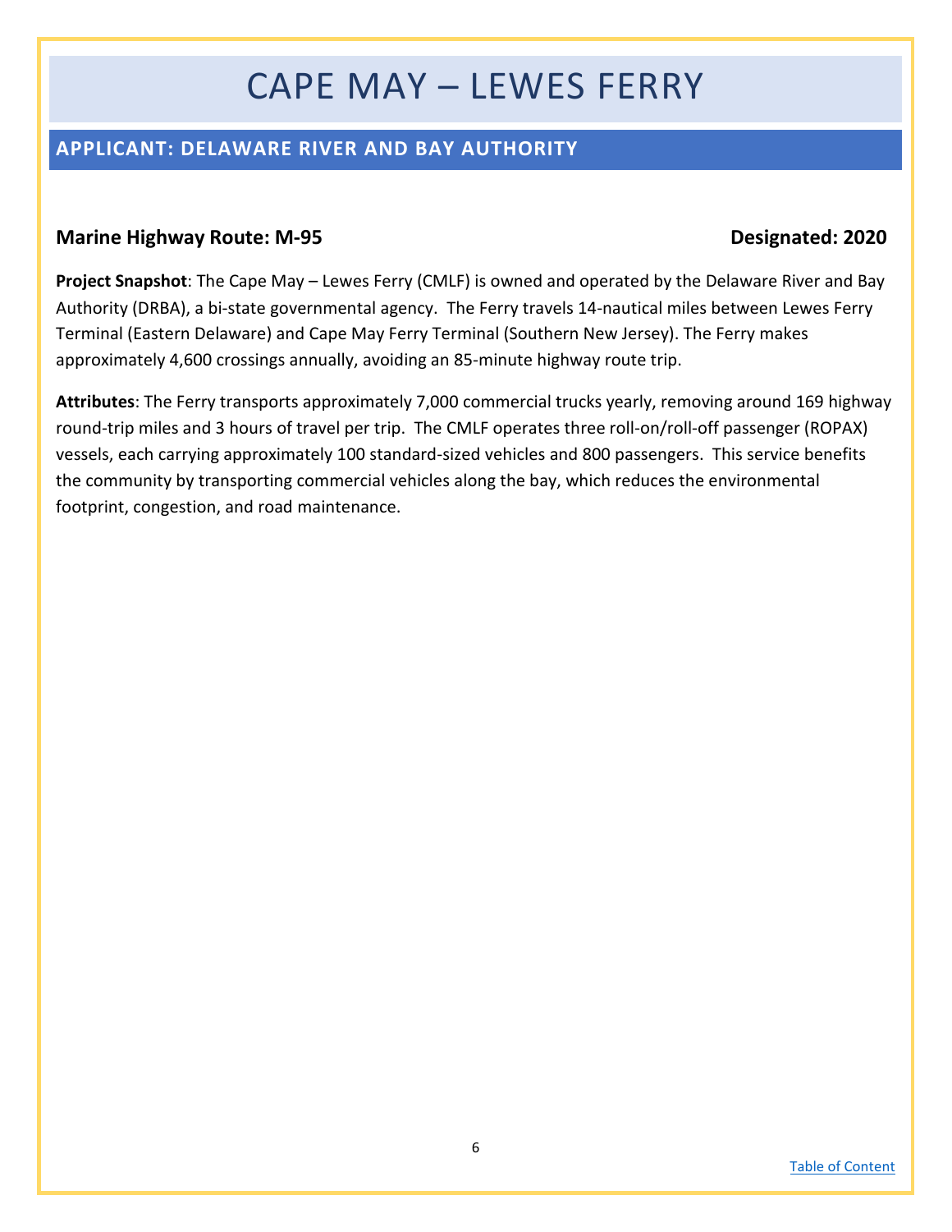# CAPE MAY – LEWES FERRY

## APPLICANT: DELAWARE RIVER AND BAY AUTHORITY

**Marine Highway Route: M-95** **Designated: 2020**

**Project Snapshot**: The Cape May – Lewes Ferry (CMLF) is owned and operated by the Delaware River and Bay Authority (DRBA), a bi-state governmental agency. The Ferry travels 14-nautical miles between Lewes Ferry Terminal (Eastern Delaware) and Cape May Ferry Terminal (Southern New Jersey). The Ferry makes approximately 4,600 crossings annually, avoiding an 85-minute highway route trip.

**Attributes**: The Ferry transports approximately 7,000 commercial trucks yearly, removing around 169 highway round-trip miles and 3 hours of travel per trip. The CMLF operates three roll-on/roll-off passenger (ROPAX) vessels, each carrying approximately 100 standard-sized vehicles and 800 passengers. This service benefits the community by transporting commercial vehicles along the bay, which reduces the environmental footprint, congestion, and road maintenance.

[Table of Content]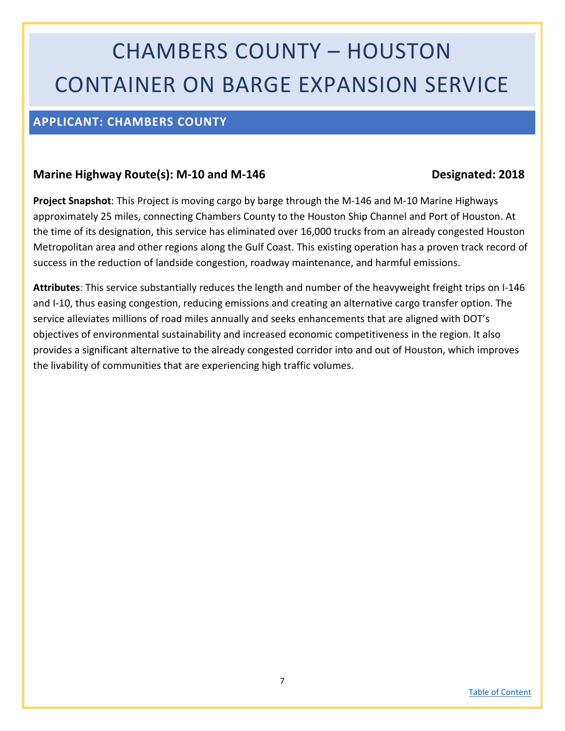# CHAMBERS COUNTY – HOUSTON CONTAINER ON BARGE EXPANSION SERVICE

## APPLICANT: CHAMBERS COUNTY

**Marine Highway Route(s): M-10 and M-146** **Designated: 2018**

**Project Snapshot**: This Project is moving cargo by barge through the M-146 and M-10 Marine Highways approximately 25 miles, connecting Chambers County to the Houston Ship Channel and Port of Houston. At the time of its designation, this service has eliminated over 16,000 trucks from an already congested Houston Metropolitan area and other regions along the Gulf Coast. This existing operation has a proven track record of success in the reduction of landside congestion, roadway maintenance, and harmful emissions.

**Attributes**: This service substantially reduces the length and number of the heavyweight freight trips on I-146 and I-10, thus easing congestion, reducing emissions and creating an alternative cargo transfer option. The service alleviates millions of road miles annually and seeks enhancements that are aligned with DOT's objectives of environmental sustainability and increased economic competitiveness in the region. It also provides a significant alternative to the already congested corridor into and out of Houston, which improves the livability of communities that are experiencing high traffic volumes.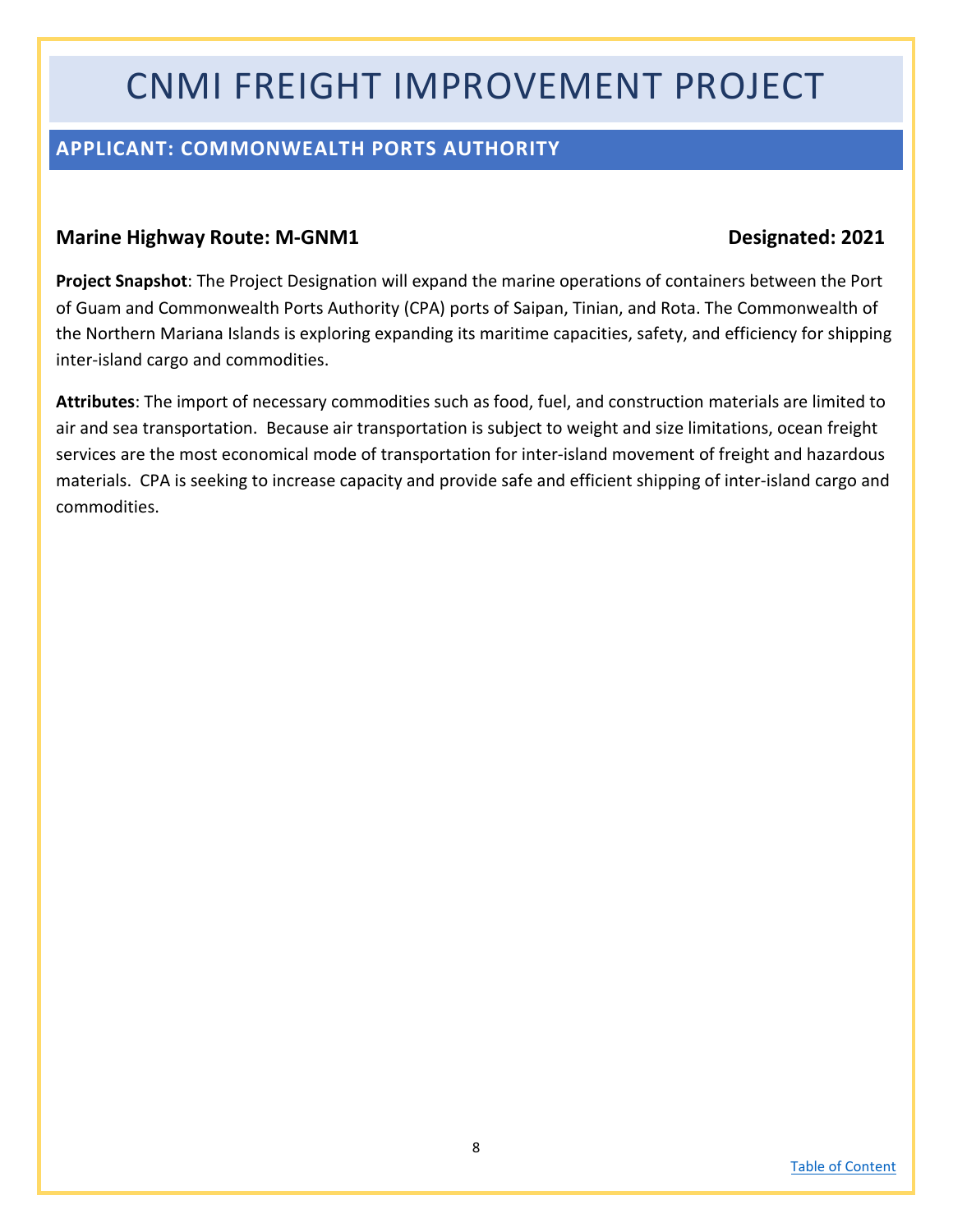# CNMI FREIGHT IMPROVEMENT PROJECT

## APPLICANT: COMMONWEALTH PORTS AUTHORITY

**Marine Highway Route: M-GNM1** **Designated: 2021**

**Project Snapshot**: The Project Designation will expand the marine operations of containers between the Port of Guam and Commonwealth Ports Authority (CPA) ports of Saipan, Tinian, and Rota. The Commonwealth of the Northern Mariana Islands is exploring expanding its maritime capacities, safety, and efficiency for shipping inter-island cargo and commodities.

**Attributes**: The import of necessary commodities such as food, fuel, and construction materials are limited to air and sea transportation. Because air transportation is subject to weight and size limitations, ocean freight services are the most economical mode of transportation for inter-island movement of freight and hazardous materials. CPA is seeking to increase capacity and provide safe and efficient shipping of inter-island cargo and commodities.

[Table of Content]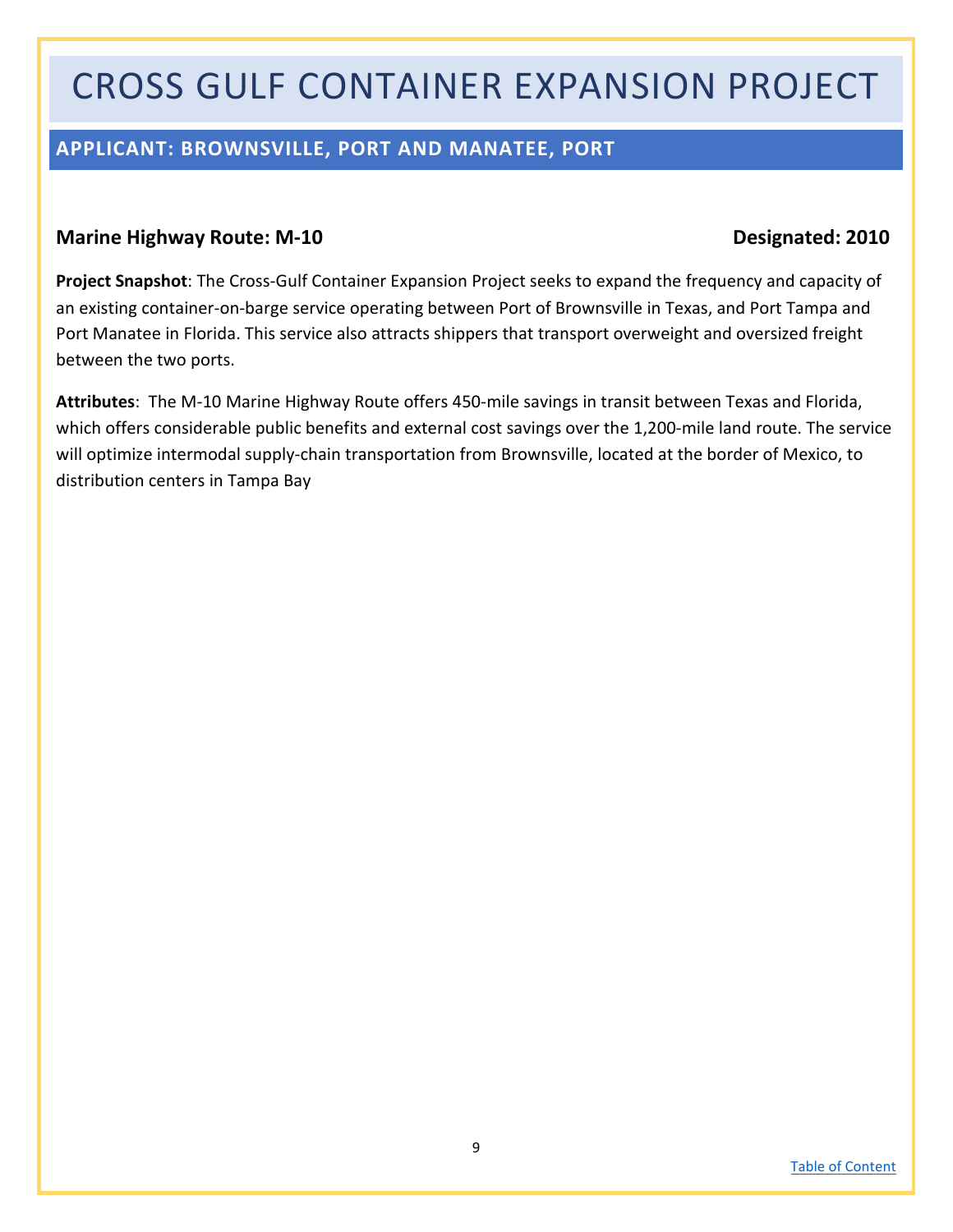# CROSS GULF CONTAINER EXPANSION PROJECT

## APPLICANT: BROWNSVILLE, PORT AND MANATEE, PORT

**Marine Highway Route: M-10** **Designated: 2010**

**Project Snapshot**: The Cross-Gulf Container Expansion Project seeks to expand the frequency and capacity of an existing container-on-barge service operating between Port of Brownsville in Texas, and Port Tampa and Port Manatee in Florida. This service also attracts shippers that transport overweight and oversized freight between the two ports.

**Attributes**: The M-10 Marine Highway Route offers 450-mile savings in transit between Texas and Florida, which offers considerable public benefits and external cost savings over the 1,200-mile land route. The service will optimize intermodal supply-chain transportation from Brownsville, located at the border of Mexico, to distribution centers in Tampa Bay

[Table of Content]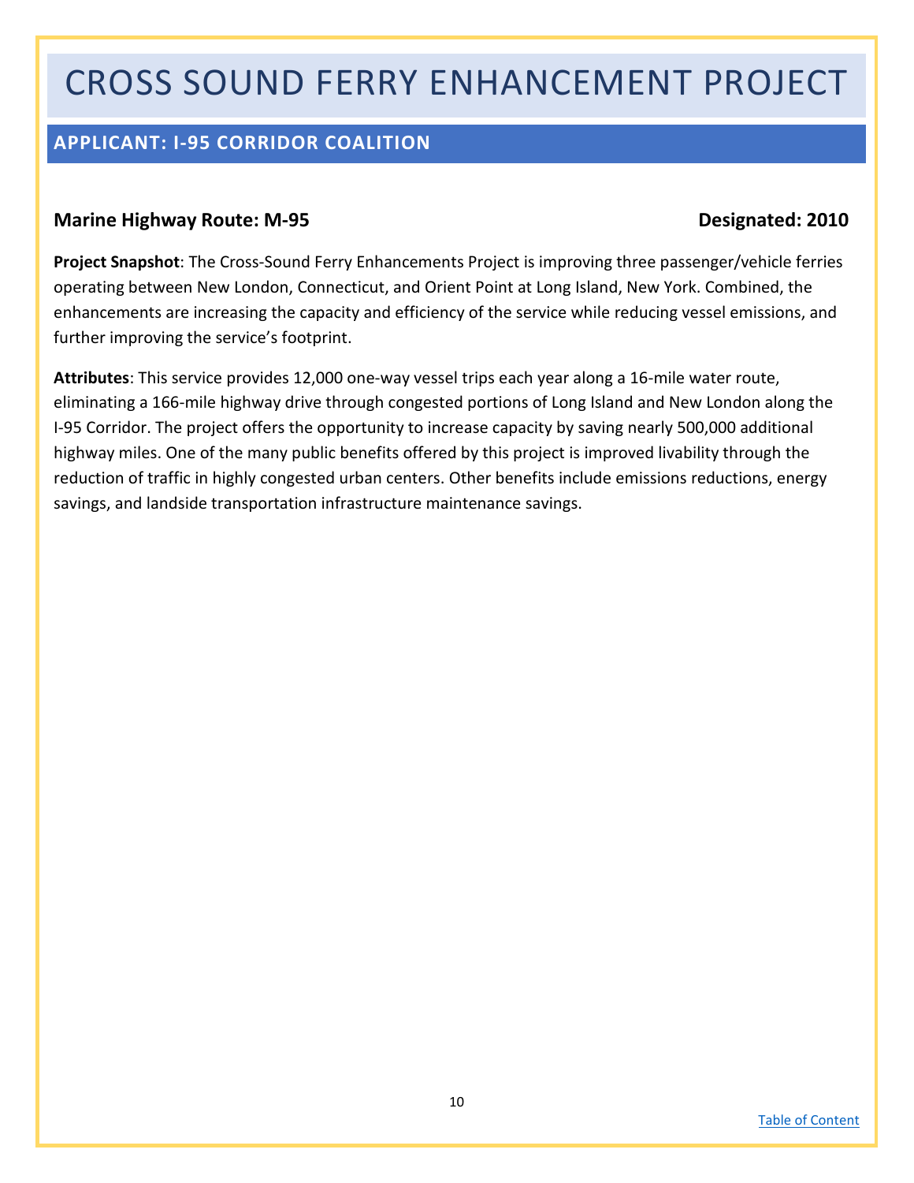# CROSS SOUND FERRY ENHANCEMENT PROJECT

## APPLICANT: I-95 CORRIDOR COALITION

**Marine Highway Route: M-95** **Designated: 2010**

**Project Snapshot**: The Cross-Sound Ferry Enhancements Project is improving three passenger/vehicle ferries operating between New London, Connecticut, and Orient Point at Long Island, New York. Combined, the enhancements are increasing the capacity and efficiency of the service while reducing vessel emissions, and further improving the service's footprint.

**Attributes**: This service provides 12,000 one-way vessel trips each year along a 16-mile water route, eliminating a 166-mile highway drive through congested portions of Long Island and New London along the I-95 Corridor. The project offers the opportunity to increase capacity by saving nearly 500,000 additional highway miles. One of the many public benefits offered by this project is improved livability through the reduction of traffic in highly congested urban centers. Other benefits include emissions reductions, energy savings, and landside transportation infrastructure maintenance savings.

[Table of Content]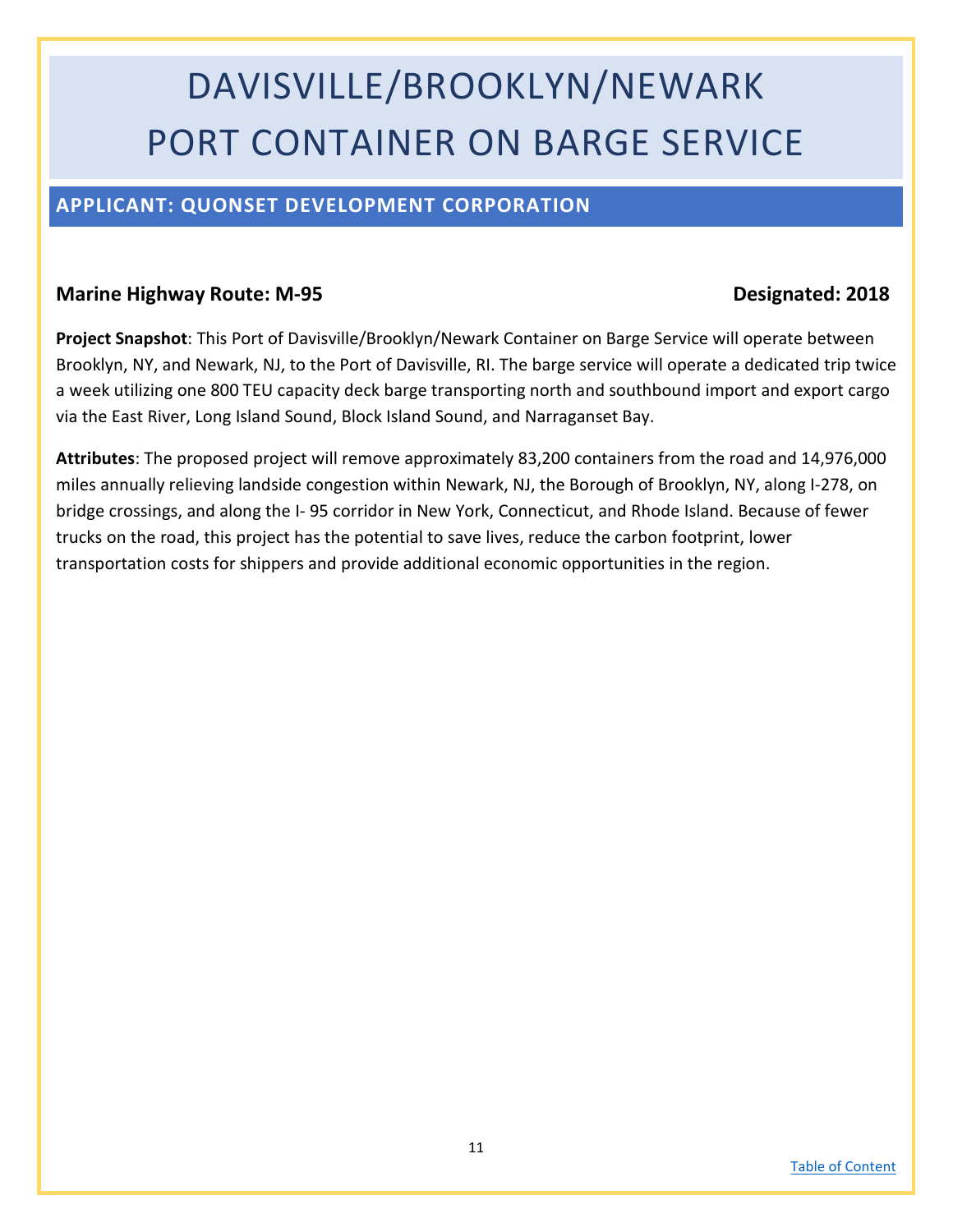# DAVISVILLE/BROOKLYN/NEWARK PORT CONTAINER ON BARGE SERVICE

## APPLICANT: QUONSET DEVELOPMENT CORPORATION

**Marine Highway Route: M-95** **Designated: 2018**

**Project Snapshot**: This Port of Davisville/Brooklyn/Newark Container on Barge Service will operate between Brooklyn, NY, and Newark, NJ, to the Port of Davisville, RI. The barge service will operate a dedicated trip twice a week utilizing one 800 TEU capacity deck barge transporting north and southbound import and export cargo via the East River, Long Island Sound, Block Island Sound, and Narraganset Bay.

**Attributes**: The proposed project will remove approximately 83,200 containers from the road and 14,976,000 miles annually relieving landside congestion within Newark, NJ, the Borough of Brooklyn, NY, along I-278, on bridge crossings, and along the I- 95 corridor in New York, Connecticut, and Rhode Island. Because of fewer trucks on the road, this project has the potential to save lives, reduce the carbon footprint, lower transportation costs for shippers and provide additional economic opportunities in the region.

[Table of Content]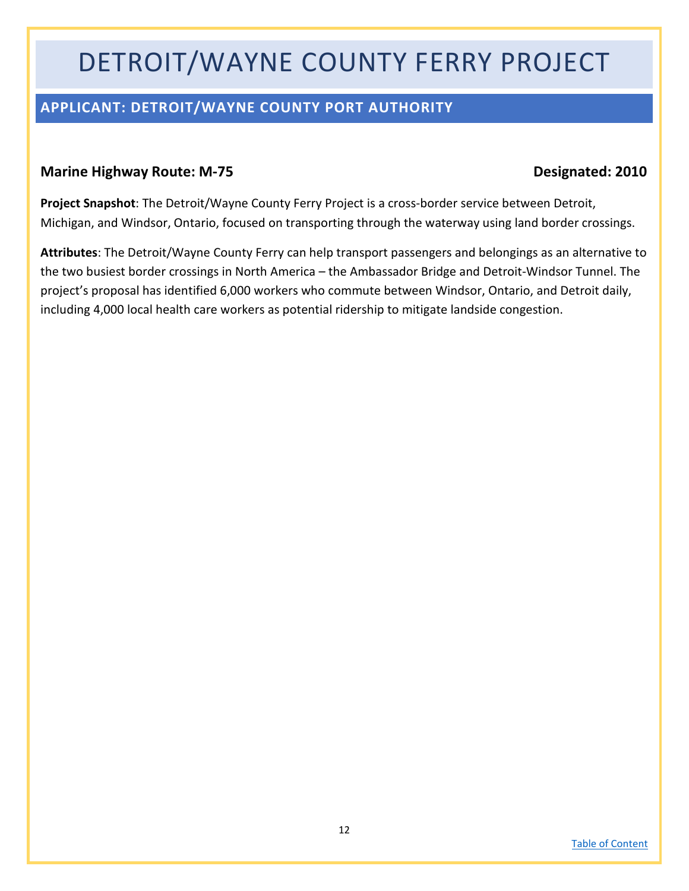# DETROIT/WAYNE COUNTY FERRY PROJECT

## APPLICANT: DETROIT/WAYNE COUNTY PORT AUTHORITY

**Marine Highway Route: M-75** **Designated: 2010**

**Project Snapshot**: The Detroit/Wayne County Ferry Project is a cross-border service between Detroit, Michigan, and Windsor, Ontario, focused on transporting through the waterway using land border crossings.

**Attributes**: The Detroit/Wayne County Ferry can help transport passengers and belongings as an alternative to the two busiest border crossings in North America – the Ambassador Bridge and Detroit-Windsor Tunnel. The project's proposal has identified 6,000 workers who commute between Windsor, Ontario, and Detroit daily, including 4,000 local health care workers as potential ridership to mitigate landside congestion.

[Table of Content]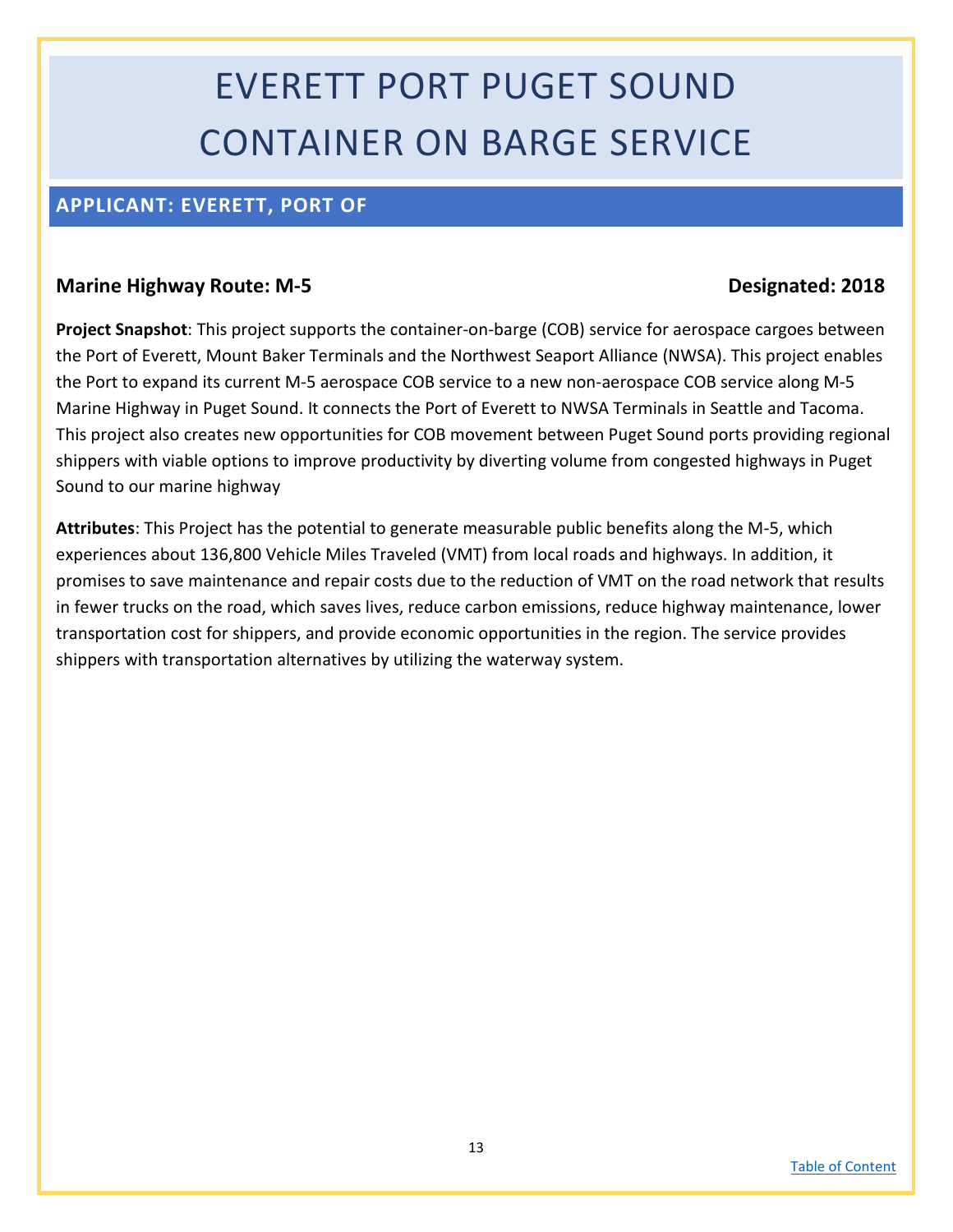# EVERETT PORT PUGET SOUND CONTAINER ON BARGE SERVICE

## APPLICANT: EVERETT, PORT OF

**Marine Highway Route: M-5** **Designated: 2018**

**Project Snapshot**: This project supports the container-on-barge (COB) service for aerospace cargoes between the Port of Everett, Mount Baker Terminals and the Northwest Seaport Alliance (NWSA). This project enables the Port to expand its current M-5 aerospace COB service to a new non-aerospace COB service along M-5 Marine Highway in Puget Sound. It connects the Port of Everett to NWSA Terminals in Seattle and Tacoma. This project also creates new opportunities for COB movement between Puget Sound ports providing regional shippers with viable options to improve productivity by diverting volume from congested highways in Puget Sound to our marine highway

**Attributes**: This Project has the potential to generate measurable public benefits along the M-5, which experiences about 136,800 Vehicle Miles Traveled (VMT) from local roads and highways. In addition, it promises to save maintenance and repair costs due to the reduction of VMT on the road network that results in fewer trucks on the road, which saves lives, reduce carbon emissions, reduce highway maintenance, lower transportation cost for shippers, and provide economic opportunities in the region. The service provides shippers with transportation alternatives by utilizing the waterway system.

[Table of Content]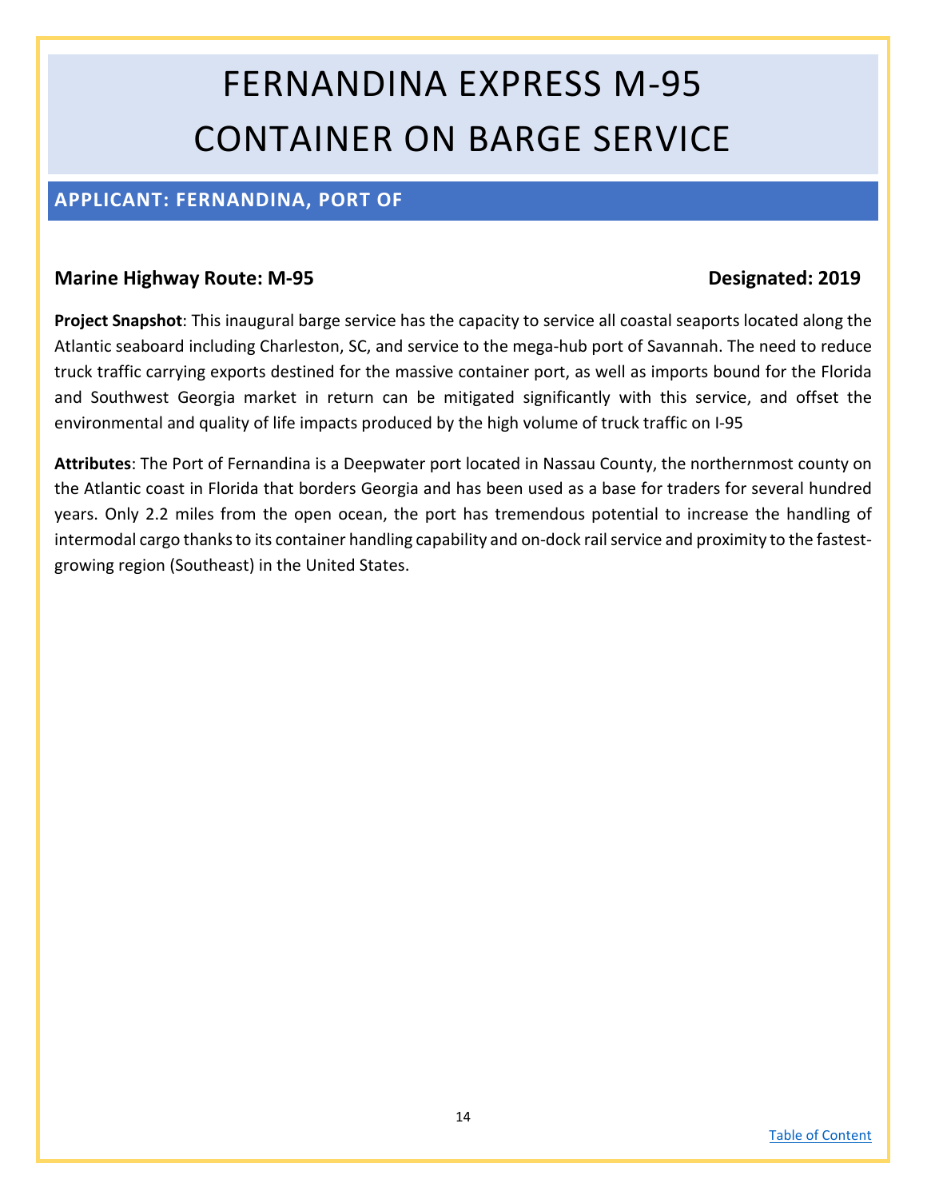# FERNANDINA EXPRESS M-95 CONTAINER ON BARGE SERVICE

## APPLICANT: FERNANDINA, PORT OF

**Marine Highway Route: M-95** **Designated: 2019**

**Project Snapshot**: This inaugural barge service has the capacity to service all coastal seaports located along the Atlantic seaboard including Charleston, SC, and service to the mega-hub port of Savannah. The need to reduce truck traffic carrying exports destined for the massive container port, as well as imports bound for the Florida and Southwest Georgia market in return can be mitigated significantly with this service, and offset the environmental and quality of life impacts produced by the high volume of truck traffic on I-95

**Attributes**: The Port of Fernandina is a Deepwater port located in Nassau County, the northernmost county on the Atlantic coast in Florida that borders Georgia and has been used as a base for traders for several hundred years. Only 2.2 miles from the open ocean, the port has tremendous potential to increase the handling of intermodal cargo thanks to its container handling capability and on-dock rail service and proximity to the fastest-growing region (Southeast) in the United States.

Table of Content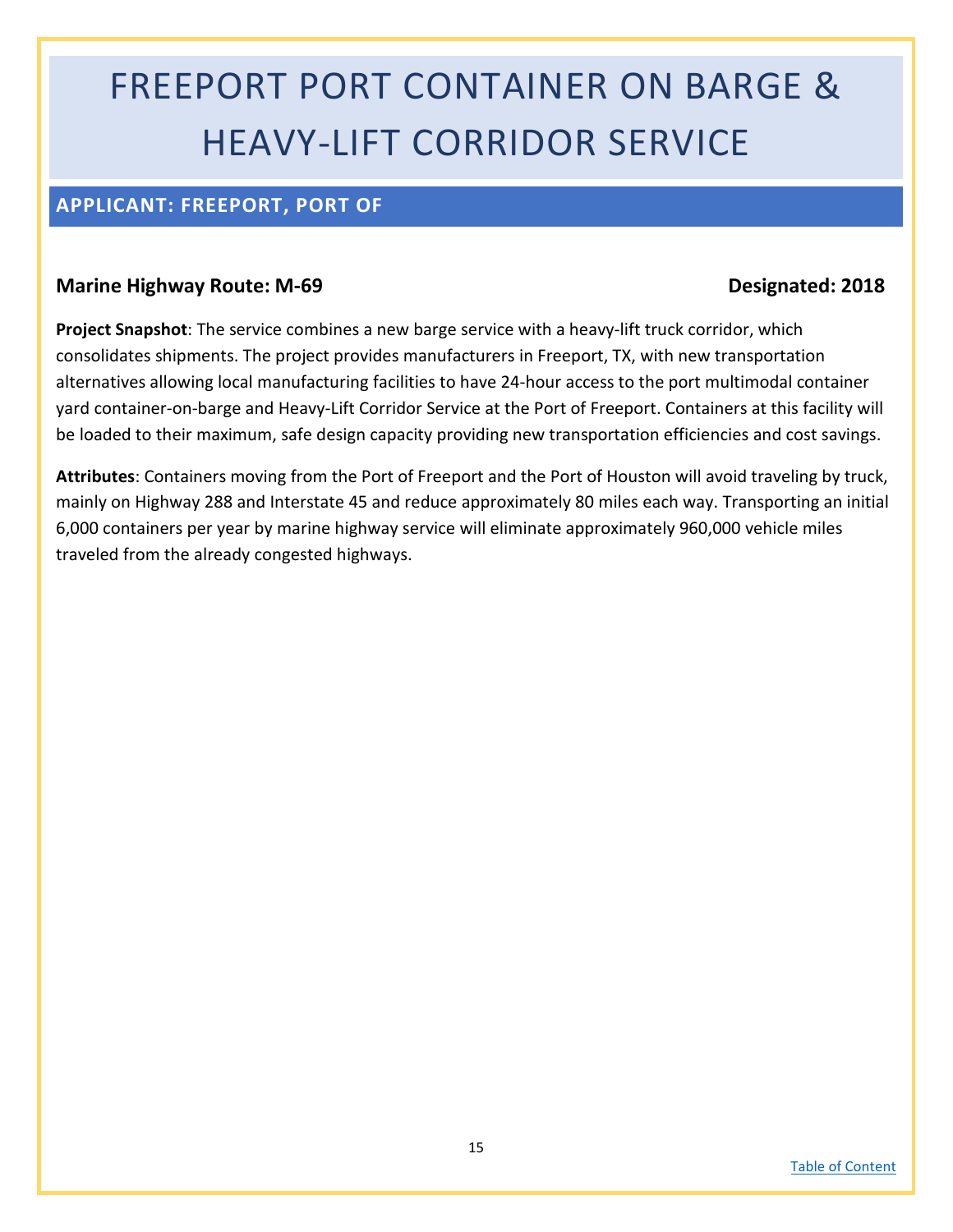# FREEPORT PORT CONTAINER ON BARGE & HEAVY-LIFT CORRIDOR SERVICE

## APPLICANT: FREEPORT, PORT OF

**Marine Highway Route: M-69** **Designated: 2018**

**Project Snapshot**: The service combines a new barge service with a heavy-lift truck corridor, which consolidates shipments. The project provides manufacturers in Freeport, TX, with new transportation alternatives allowing local manufacturing facilities to have 24-hour access to the port multimodal container yard container-on-barge and Heavy-Lift Corridor Service at the Port of Freeport. Containers at this facility will be loaded to their maximum, safe design capacity providing new transportation efficiencies and cost savings.

**Attributes**: Containers moving from the Port of Freeport and the Port of Houston will avoid traveling by truck, mainly on Highway 288 and Interstate 45 and reduce approximately 80 miles each way. Transporting an initial 6,000 containers per year by marine highway service will eliminate approximately 960,000 vehicle miles traveled from the already congested highways.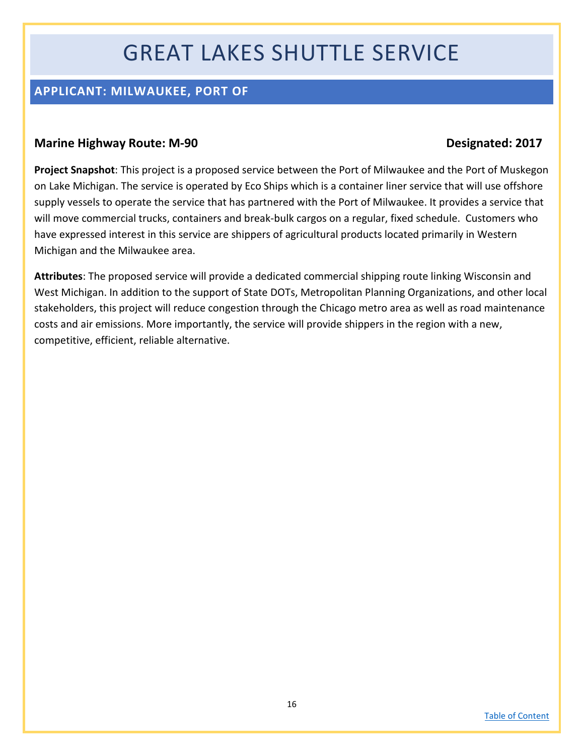# GREAT LAKES SHUTTLE SERVICE

## APPLICANT: MILWAUKEE, PORT OF

**Marine Highway Route: M-90** **Designated: 2017**

**Project Snapshot**: This project is a proposed service between the Port of Milwaukee and the Port of Muskegon on Lake Michigan. The service is operated by Eco Ships which is a container liner service that will use offshore supply vessels to operate the service that has partnered with the Port of Milwaukee. It provides a service that will move commercial trucks, containers and break-bulk cargos on a regular, fixed schedule. Customers who have expressed interest in this service are shippers of agricultural products located primarily in Western Michigan and the Milwaukee area.

**Attributes**: The proposed service will provide a dedicated commercial shipping route linking Wisconsin and West Michigan. In addition to the support of State DOTs, Metropolitan Planning Organizations, and other local stakeholders, this project will reduce congestion through the Chicago metro area as well as road maintenance costs and air emissions. More importantly, the service will provide shippers in the region with a new, competitive, efficient, reliable alternative.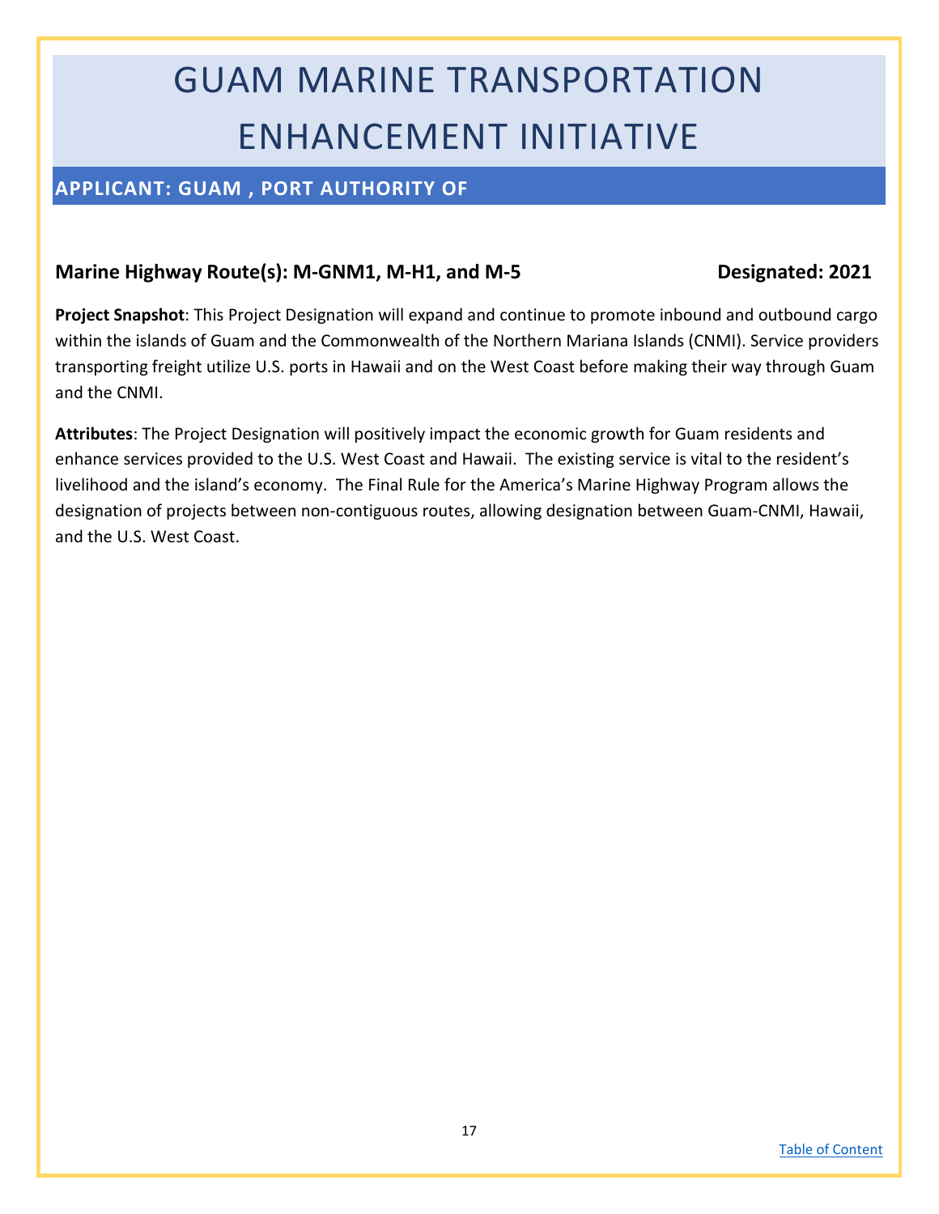# GUAM MARINE TRANSPORTATION ENHANCEMENT INITIATIVE

## APPLICANT: GUAM , PORT AUTHORITY OF

**Marine Highway Route(s): M-GNM1, M-H1, and M-5** **Designated: 2021**

**Project Snapshot**: This Project Designation will expand and continue to promote inbound and outbound cargo within the islands of Guam and the Commonwealth of the Northern Mariana Islands (CNMI). Service providers transporting freight utilize U.S. ports in Hawaii and on the West Coast before making their way through Guam and the CNMI.

**Attributes**: The Project Designation will positively impact the economic growth for Guam residents and enhance services provided to the U.S. West Coast and Hawaii. The existing service is vital to the resident's livelihood and the island's economy. The Final Rule for the America's Marine Highway Program allows the designation of projects between non-contiguous routes, allowing designation between Guam-CNMI, Hawaii, and the U.S. West Coast.

[Table of Content]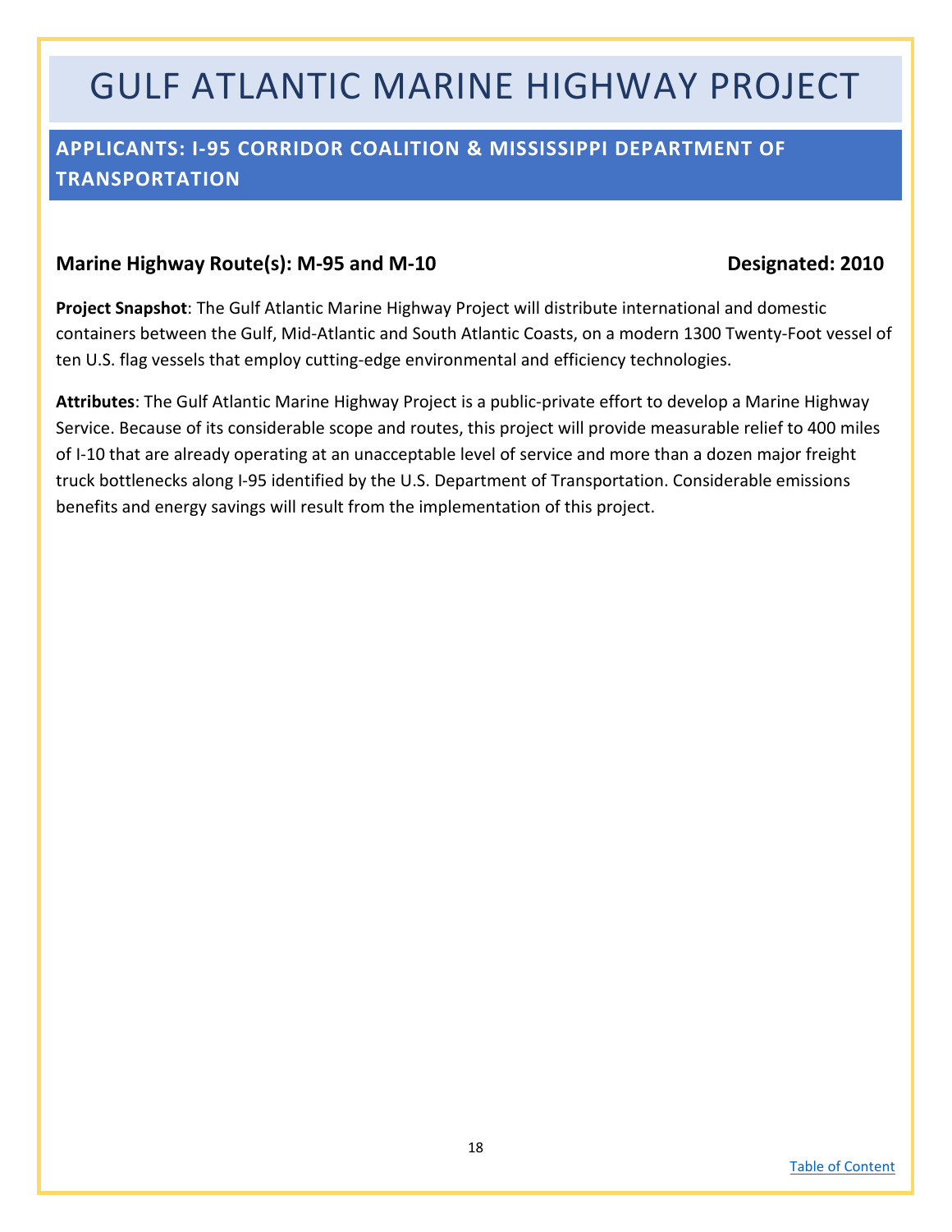# GULF ATLANTIC MARINE HIGHWAY PROJECT

## APPLICANTS: I-95 CORRIDOR COALITION & MISSISSIPPI DEPARTMENT OF TRANSPORTATION

**Marine Highway Route(s): M-95 and M-10** **Designated: 2010**

**Project Snapshot**: The Gulf Atlantic Marine Highway Project will distribute international and domestic containers between the Gulf, Mid-Atlantic and South Atlantic Coasts, on a modern 1300 Twenty-Foot vessel of ten U.S. flag vessels that employ cutting-edge environmental and efficiency technologies.

**Attributes**: The Gulf Atlantic Marine Highway Project is a public-private effort to develop a Marine Highway Service. Because of its considerable scope and routes, this project will provide measurable relief to 400 miles of I-10 that are already operating at an unacceptable level of service and more than a dozen major freight truck bottlenecks along I-95 identified by the U.S. Department of Transportation. Considerable emissions benefits and energy savings will result from the implementation of this project.

Table of Content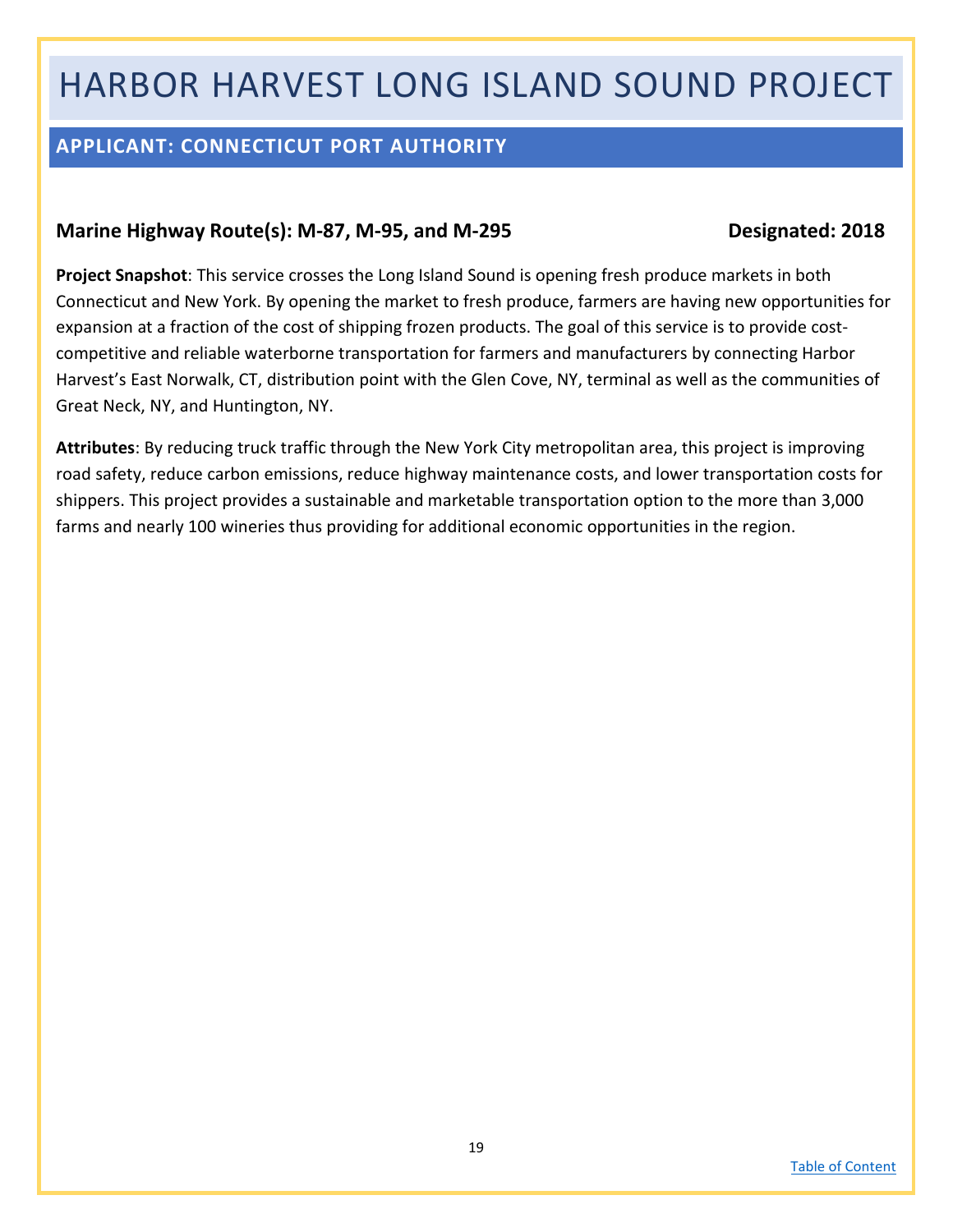# HARBOR HARVEST LONG ISLAND SOUND PROJECT

## APPLICANT: CONNECTICUT PORT AUTHORITY

**Marine Highway Route(s): M-87, M-95, and M-295** **Designated: 2018**

**Project Snapshot**: This service crosses the Long Island Sound is opening fresh produce markets in both Connecticut and New York. By opening the market to fresh produce, farmers are having new opportunities for expansion at a fraction of the cost of shipping frozen products. The goal of this service is to provide cost-competitive and reliable waterborne transportation for farmers and manufacturers by connecting Harbor Harvest's East Norwalk, CT, distribution point with the Glen Cove, NY, terminal as well as the communities of Great Neck, NY, and Huntington, NY.

**Attributes**: By reducing truck traffic through the New York City metropolitan area, this project is improving road safety, reduce carbon emissions, reduce highway maintenance costs, and lower transportation costs for shippers. This project provides a sustainable and marketable transportation option to the more than 3,000 farms and nearly 100 wineries thus providing for additional economic opportunities in the region.

[Table of Content]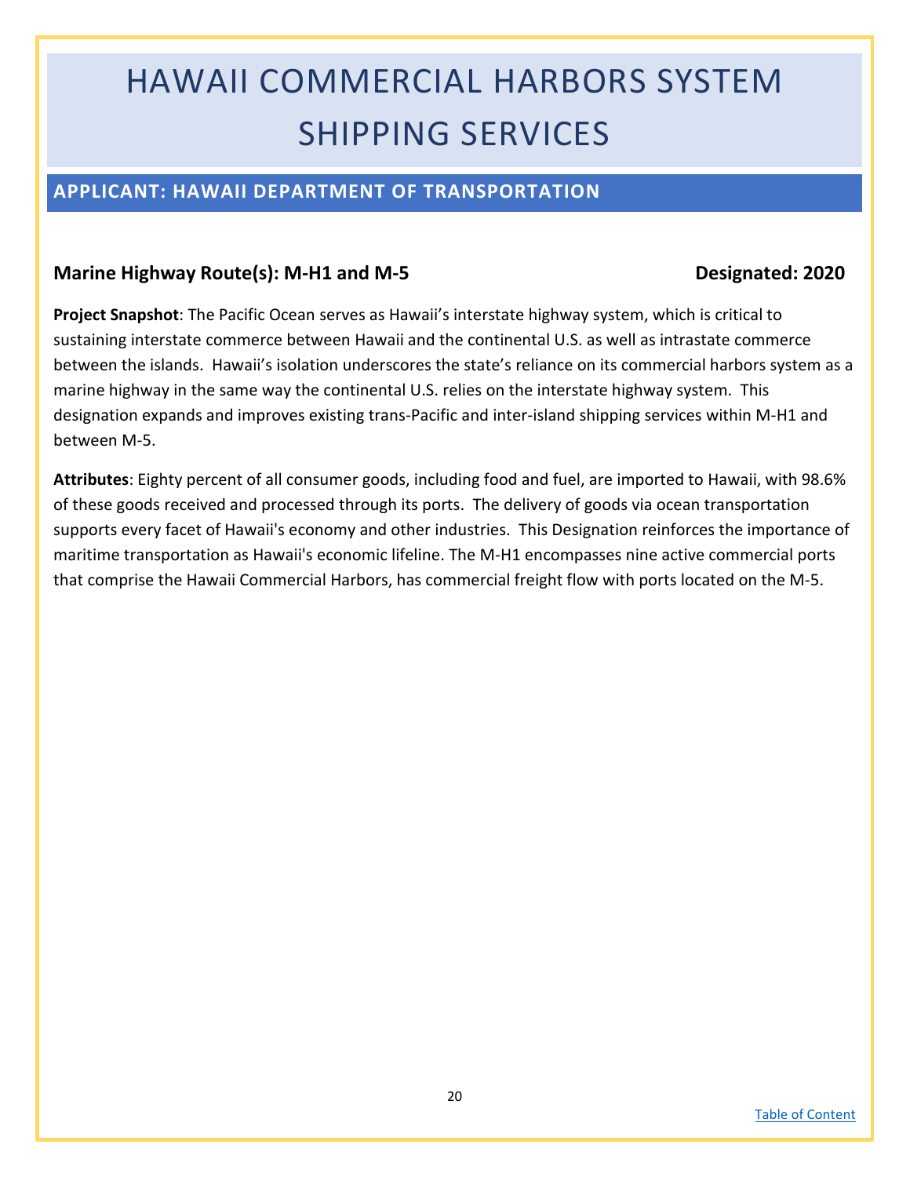# HAWAII COMMERCIAL HARBORS SYSTEM SHIPPING SERVICES

## APPLICANT: HAWAII DEPARTMENT OF TRANSPORTATION

**Marine Highway Route(s): M-H1 and M-5** **Designated: 2020**

**Project Snapshot**: The Pacific Ocean serves as Hawaii's interstate highway system, which is critical to sustaining interstate commerce between Hawaii and the continental U.S. as well as intrastate commerce between the islands. Hawaii's isolation underscores the state's reliance on its commercial harbors system as a marine highway in the same way the continental U.S. relies on the interstate highway system. This designation expands and improves existing trans-Pacific and inter-island shipping services within M-H1 and between M-5.

**Attributes**: Eighty percent of all consumer goods, including food and fuel, are imported to Hawaii, with 98.6% of these goods received and processed through its ports. The delivery of goods via ocean transportation supports every facet of Hawaii's economy and other industries. This Designation reinforces the importance of maritime transportation as Hawaii's economic lifeline. The M-H1 encompasses nine active commercial ports that comprise the Hawaii Commercial Harbors, has commercial freight flow with ports located on the M-5.

Table of Content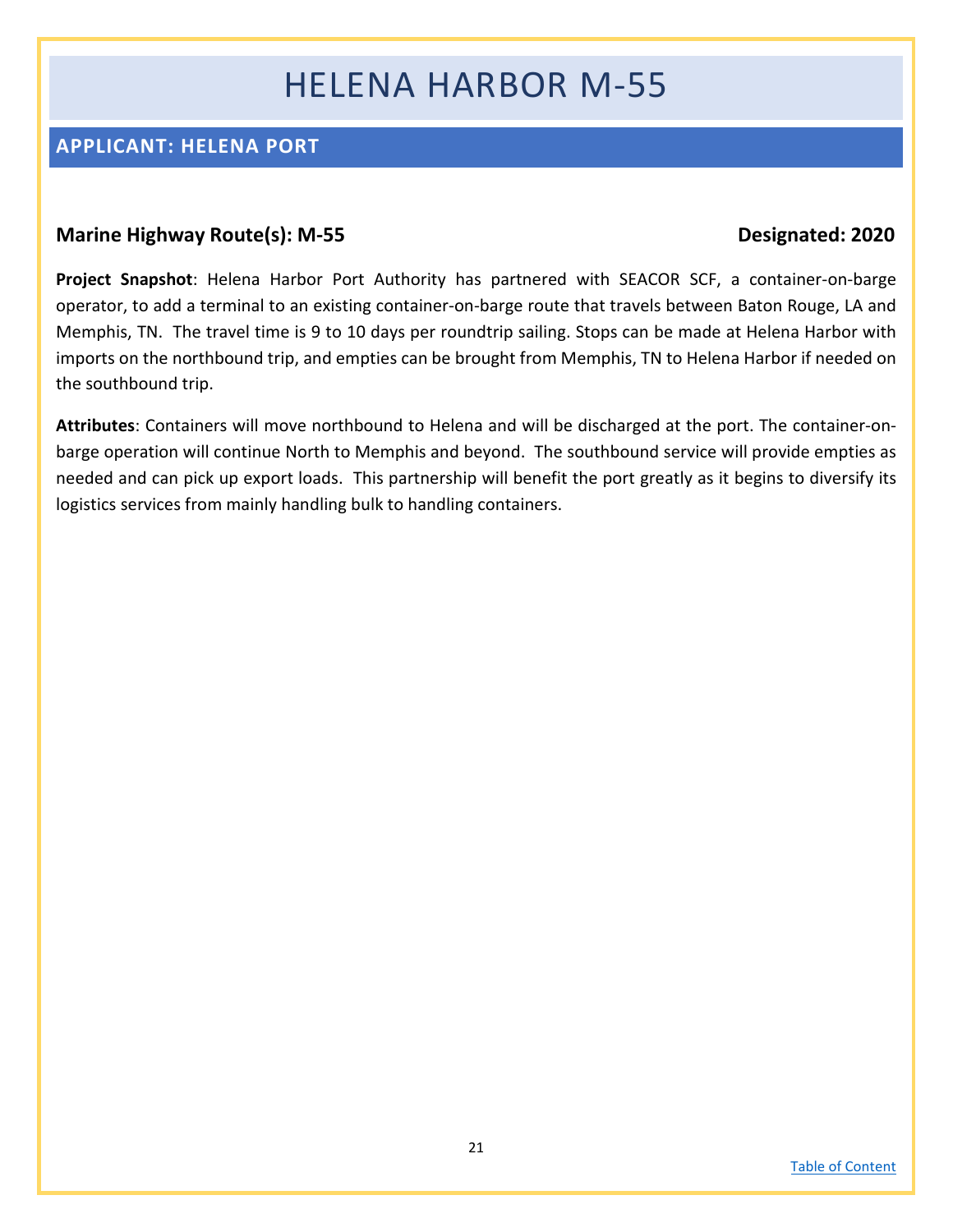# HELENA HARBOR M-55

## APPLICANT: HELENA PORT

**Marine Highway Route(s): M-55** **Designated: 2020**

**Project Snapshot**: Helena Harbor Port Authority has partnered with SEACOR SCF, a container-on-barge operator, to add a terminal to an existing container-on-barge route that travels between Baton Rouge, LA and Memphis, TN. The travel time is 9 to 10 days per roundtrip sailing. Stops can be made at Helena Harbor with imports on the northbound trip, and empties can be brought from Memphis, TN to Helena Harbor if needed on the southbound trip.

**Attributes**: Containers will move northbound to Helena and will be discharged at the port. The container-on-barge operation will continue North to Memphis and beyond. The southbound service will provide empties as needed and can pick up export loads. This partnership will benefit the port greatly as it begins to diversify its logistics services from mainly handling bulk to handling containers.

Table of Content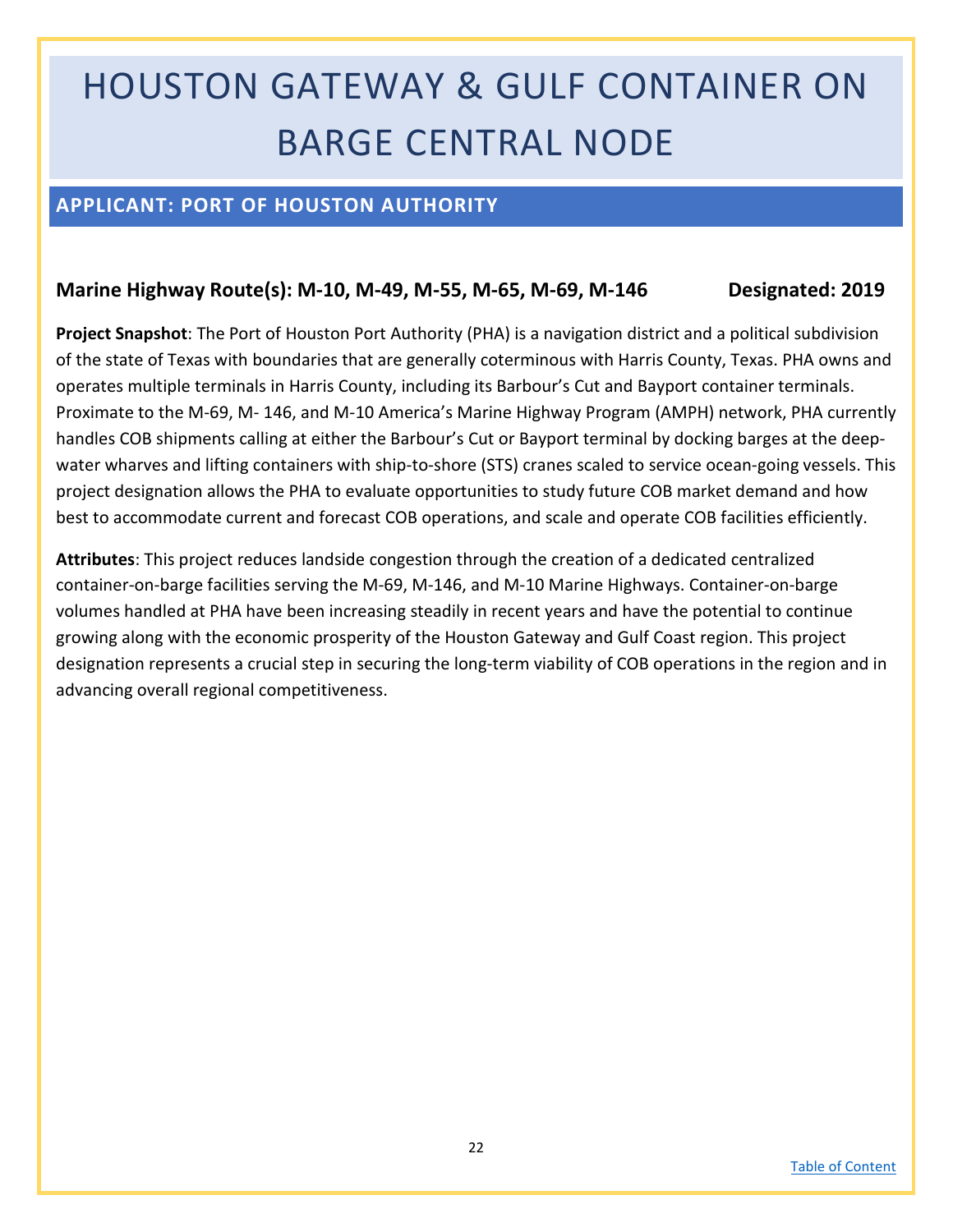# HOUSTON GATEWAY & GULF CONTAINER ON BARGE CENTRAL NODE

## APPLICANT: PORT OF HOUSTON AUTHORITY

**Marine Highway Route(s): M-10, M-49, M-55, M-65, M-69, M-146 Designated: 2019**

**Project Snapshot**: The Port of Houston Port Authority (PHA) is a navigation district and a political subdivision of the state of Texas with boundaries that are generally coterminous with Harris County, Texas. PHA owns and operates multiple terminals in Harris County, including its Barbour's Cut and Bayport container terminals. Proximate to the M-69, M- 146, and M-10 America's Marine Highway Program (AMPH) network, PHA currently handles COB shipments calling at either the Barbour's Cut or Bayport terminal by docking barges at the deep-water wharves and lifting containers with ship-to-shore (STS) cranes scaled to service ocean-going vessels. This project designation allows the PHA to evaluate opportunities to study future COB market demand and how best to accommodate current and forecast COB operations, and scale and operate COB facilities efficiently.

**Attributes**: This project reduces landside congestion through the creation of a dedicated centralized container-on-barge facilities serving the M-69, M-146, and M-10 Marine Highways. Container-on-barge volumes handled at PHA have been increasing steadily in recent years and have the potential to continue growing along with the economic prosperity of the Houston Gateway and Gulf Coast region. This project designation represents a crucial step in securing the long-term viability of COB operations in the region and in advancing overall regional competitiveness.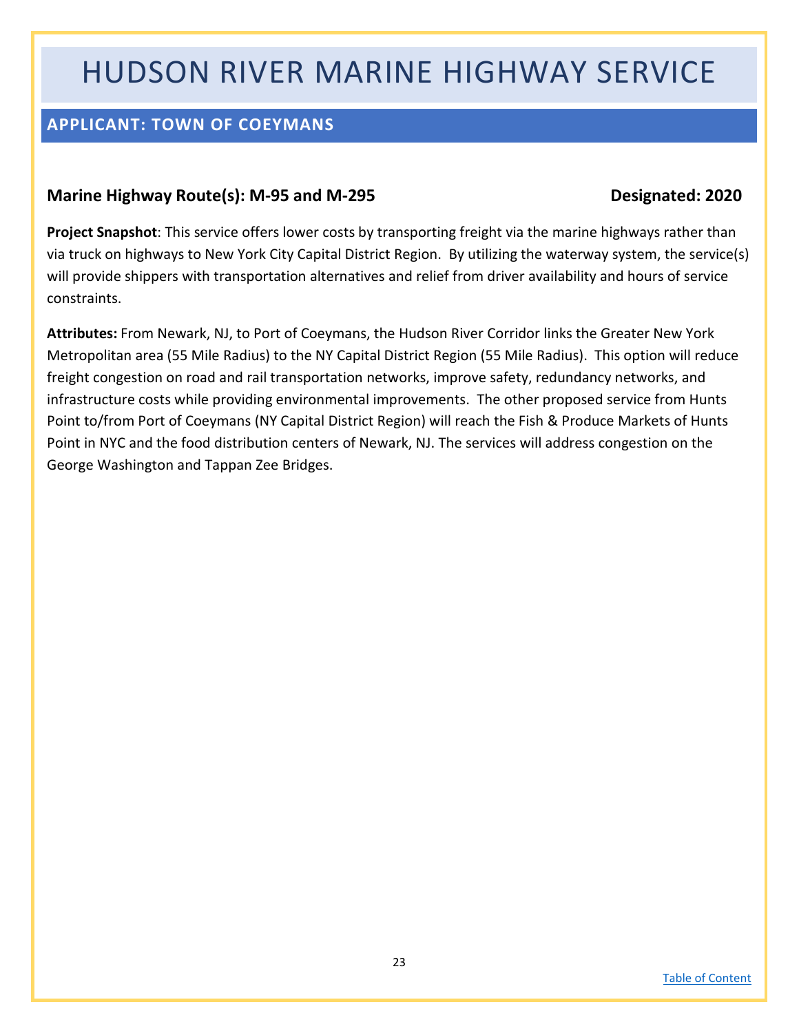# HUDSON RIVER MARINE HIGHWAY SERVICE

## APPLICANT: TOWN OF COEYMANS

**Marine Highway Route(s): M-95 and M-295** **Designated: 2020**

**Project Snapshot**: This service offers lower costs by transporting freight via the marine highways rather than via truck on highways to New York City Capital District Region. By utilizing the waterway system, the service(s) will provide shippers with transportation alternatives and relief from driver availability and hours of service constraints.

**Attributes:** From Newark, NJ, to Port of Coeymans, the Hudson River Corridor links the Greater New York Metropolitan area (55 Mile Radius) to the NY Capital District Region (55 Mile Radius). This option will reduce freight congestion on road and rail transportation networks, improve safety, redundancy networks, and infrastructure costs while providing environmental improvements. The other proposed service from Hunts Point to/from Port of Coeymans (NY Capital District Region) will reach the Fish & Produce Markets of Hunts Point in NYC and the food distribution centers of Newark, NJ. The services will address congestion on the George Washington and Tappan Zee Bridges.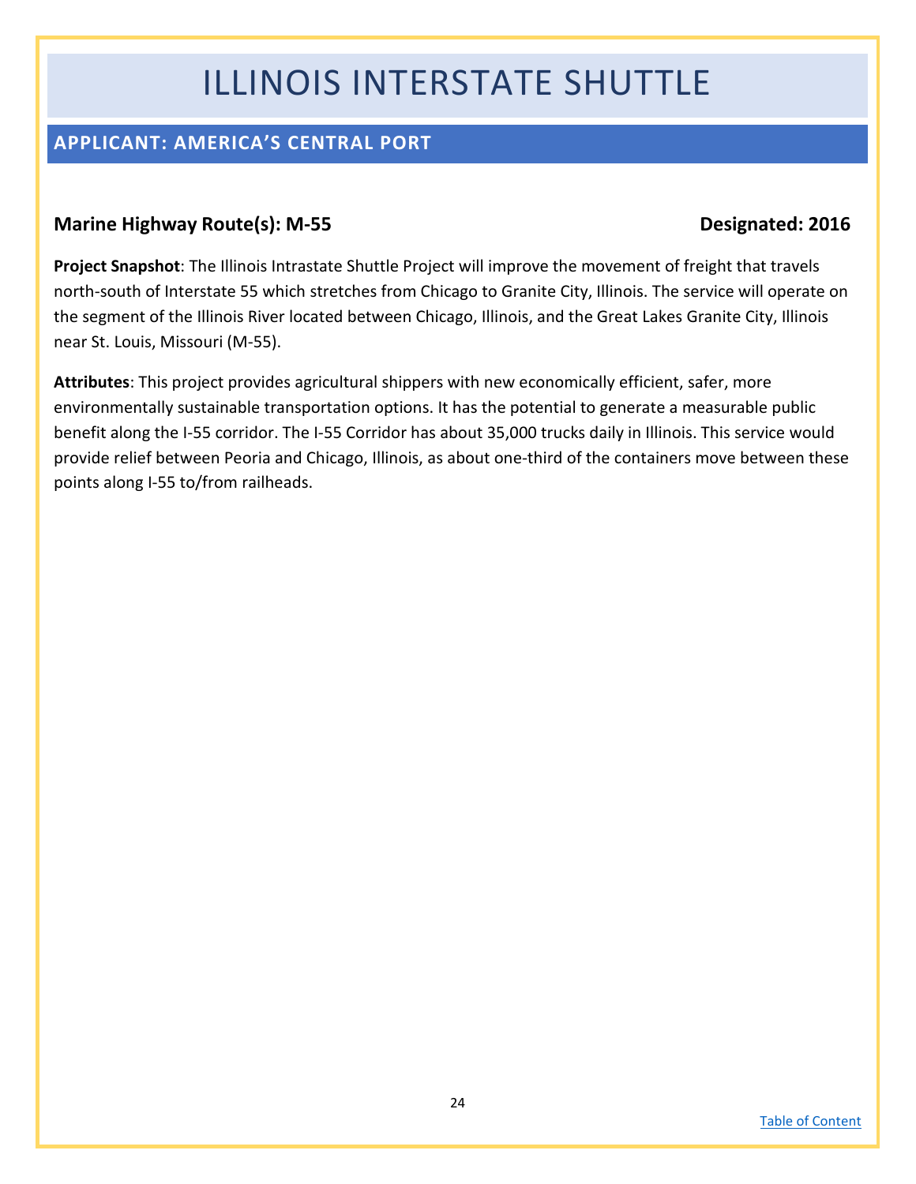# ILLINOIS INTERSTATE SHUTTLE

## APPLICANT: AMERICA'S CENTRAL PORT

**Marine Highway Route(s): M-55** **Designated: 2016**

**Project Snapshot**: The Illinois Intrastate Shuttle Project will improve the movement of freight that travels north-south of Interstate 55 which stretches from Chicago to Granite City, Illinois. The service will operate on the segment of the Illinois River located between Chicago, Illinois, and the Great Lakes Granite City, Illinois near St. Louis, Missouri (M-55).

**Attributes**: This project provides agricultural shippers with new economically efficient, safer, more environmentally sustainable transportation options. It has the potential to generate a measurable public benefit along the I-55 corridor. The I-55 Corridor has about 35,000 trucks daily in Illinois. This service would provide relief between Peoria and Chicago, Illinois, as about one-third of the containers move between these points along I-55 to/from railheads.

[Table of Content]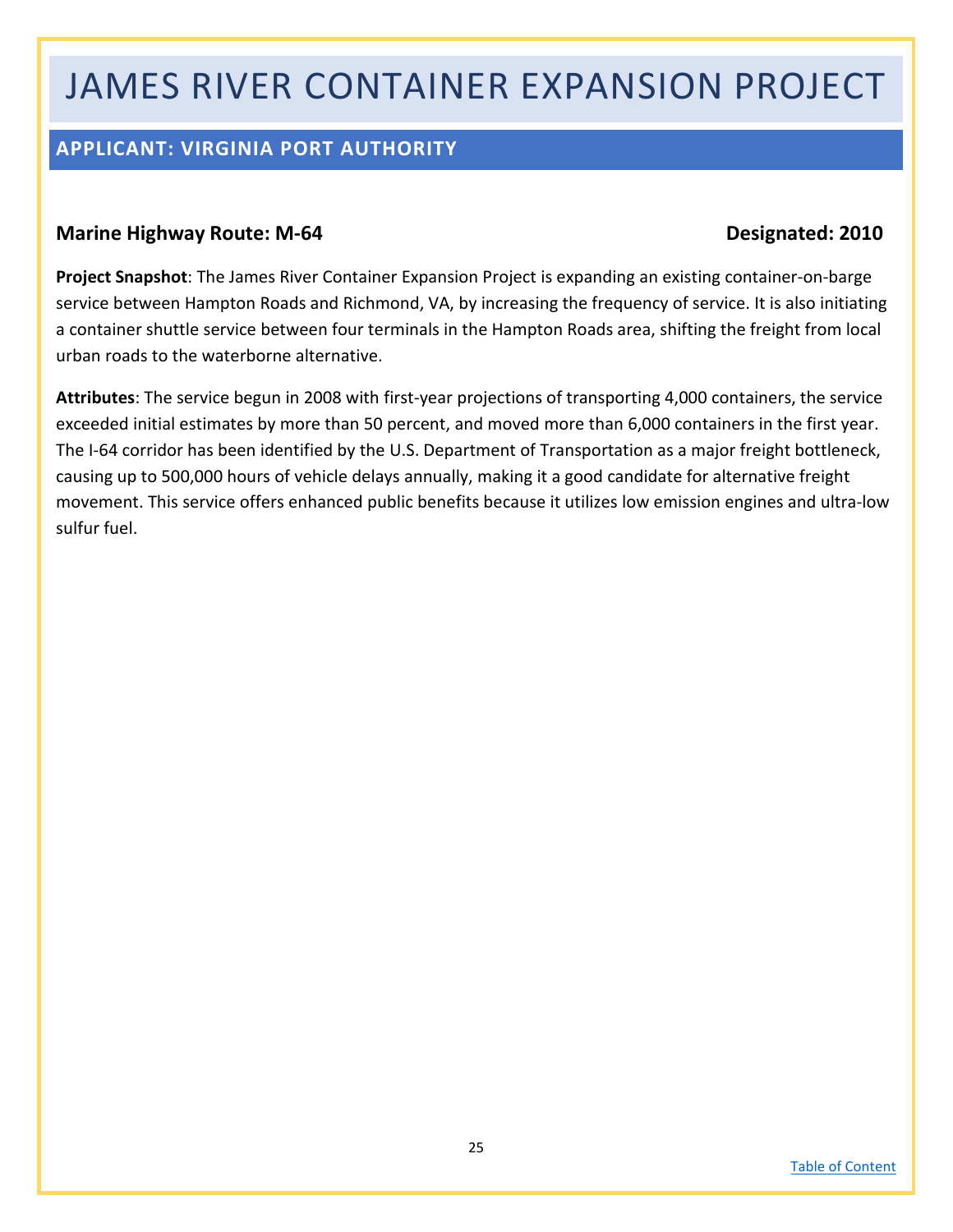# JAMES RIVER CONTAINER EXPANSION PROJECT

## APPLICANT: VIRGINIA PORT AUTHORITY

**Marine Highway Route: M-64** **Designated: 2010**

**Project Snapshot**: The James River Container Expansion Project is expanding an existing container-on-barge service between Hampton Roads and Richmond, VA, by increasing the frequency of service. It is also initiating a container shuttle service between four terminals in the Hampton Roads area, shifting the freight from local urban roads to the waterborne alternative.

**Attributes**: The service begun in 2008 with first-year projections of transporting 4,000 containers, the service exceeded initial estimates by more than 50 percent, and moved more than 6,000 containers in the first year. The I-64 corridor has been identified by the U.S. Department of Transportation as a major freight bottleneck, causing up to 500,000 hours of vehicle delays annually, making it a good candidate for alternative freight movement. This service offers enhanced public benefits because it utilizes low emission engines and ultra-low sulfur fuel.

[Table of Content]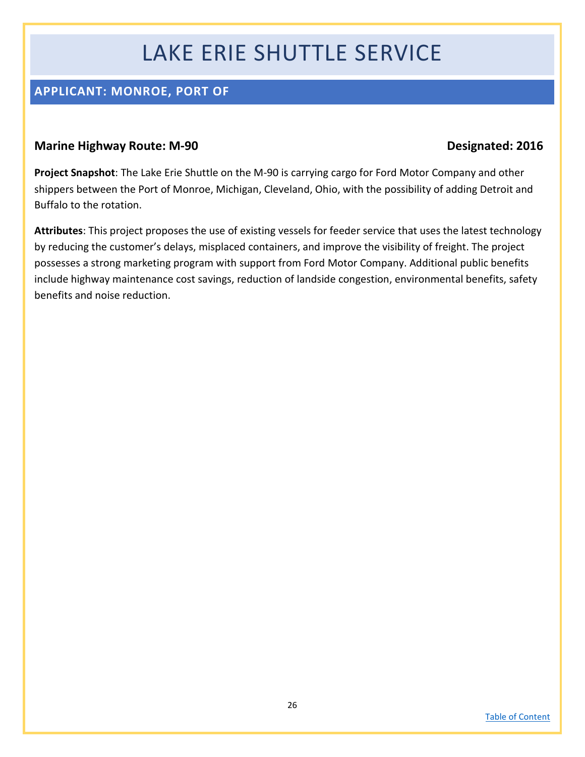# LAKE ERIE SHUTTLE SERVICE

## APPLICANT: MONROE, PORT OF

**Marine Highway Route: M-90** **Designated: 2016**

**Project Snapshot**: The Lake Erie Shuttle on the M-90 is carrying cargo for Ford Motor Company and other shippers between the Port of Monroe, Michigan, Cleveland, Ohio, with the possibility of adding Detroit and Buffalo to the rotation.

**Attributes**: This project proposes the use of existing vessels for feeder service that uses the latest technology by reducing the customer's delays, misplaced containers, and improve the visibility of freight. The project possesses a strong marketing program with support from Ford Motor Company. Additional public benefits include highway maintenance cost savings, reduction of landside congestion, environmental benefits, safety benefits and noise reduction.

Table of Content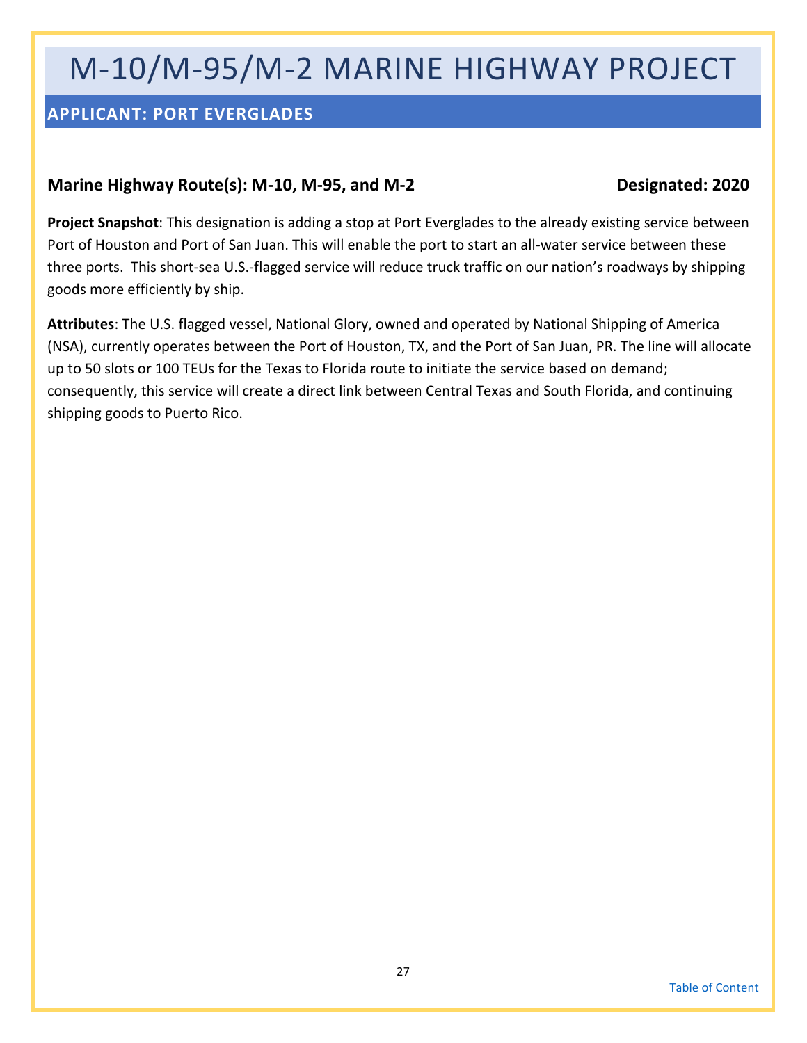# M-10/M-95/M-2 MARINE HIGHWAY PROJECT

## APPLICANT: PORT EVERGLADES

### Marine Highway Route(s): M-10, M-95, and M-2 — Designated: 2020

**Project Snapshot**: This designation is adding a stop at Port Everglades to the already existing service between Port of Houston and Port of San Juan. This will enable the port to start an all-water service between these three ports. This short-sea U.S.-flagged service will reduce truck traffic on our nation's roadways by shipping goods more efficiently by ship.

**Attributes**: The U.S. flagged vessel, National Glory, owned and operated by National Shipping of America (NSA), currently operates between the Port of Houston, TX, and the Port of San Juan, PR. The line will allocate up to 50 slots or 100 TEUs for the Texas to Florida route to initiate the service based on demand; consequently, this service will create a direct link between Central Texas and South Florida, and continuing shipping goods to Puerto Rico.

[Table of Content]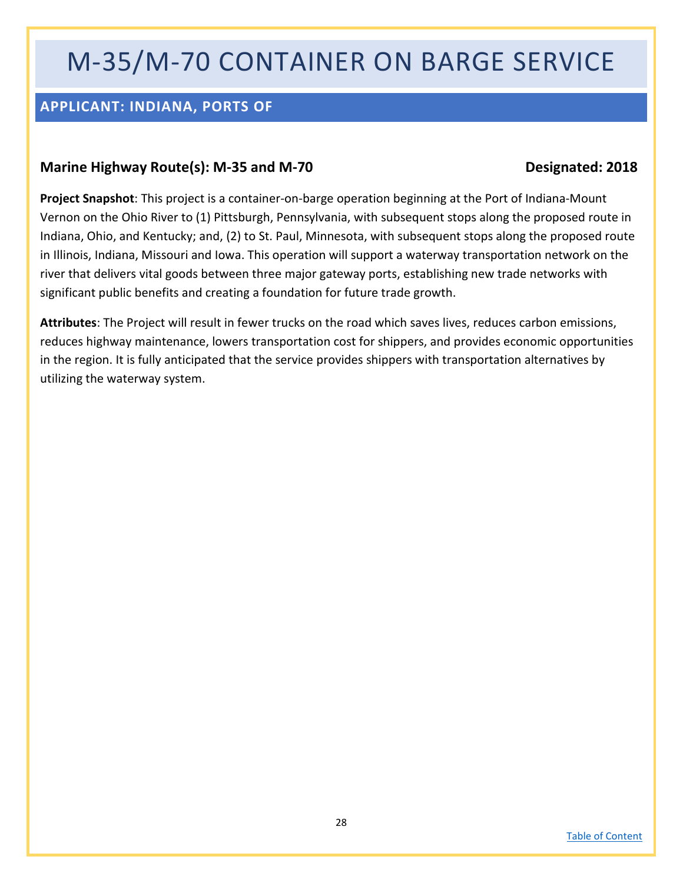# M-35/M-70 CONTAINER ON BARGE SERVICE

## APPLICANT: INDIANA, PORTS OF

**Marine Highway Route(s): M-35 and M-70** **Designated: 2018**

**Project Snapshot**: This project is a container-on-barge operation beginning at the Port of Indiana-Mount Vernon on the Ohio River to (1) Pittsburgh, Pennsylvania, with subsequent stops along the proposed route in Indiana, Ohio, and Kentucky; and, (2) to St. Paul, Minnesota, with subsequent stops along the proposed route in Illinois, Indiana, Missouri and Iowa. This operation will support a waterway transportation network on the river that delivers vital goods between three major gateway ports, establishing new trade networks with significant public benefits and creating a foundation for future trade growth.

**Attributes**: The Project will result in fewer trucks on the road which saves lives, reduces carbon emissions, reduces highway maintenance, lowers transportation cost for shippers, and provides economic opportunities in the region. It is fully anticipated that the service provides shippers with transportation alternatives by utilizing the waterway system.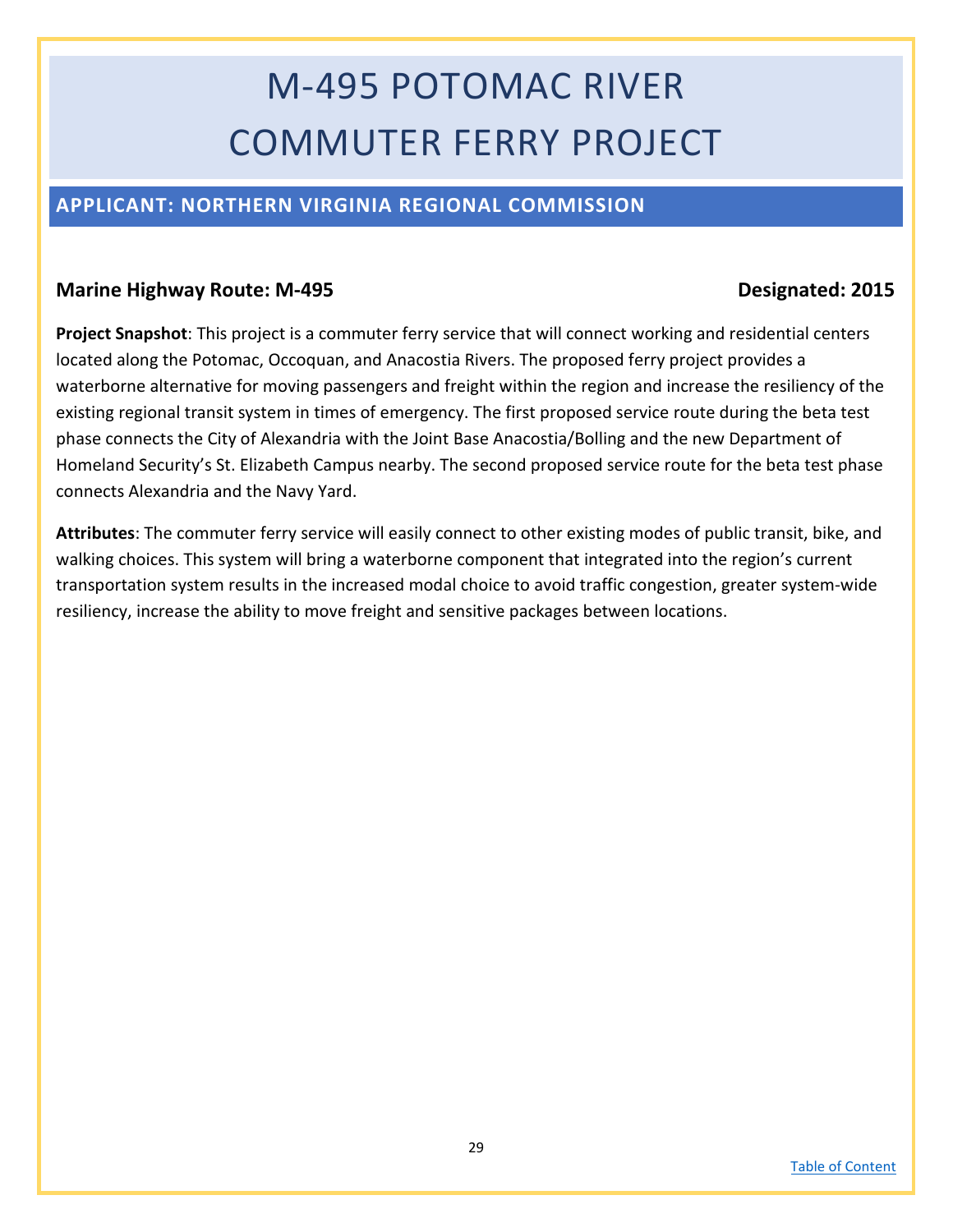# M-495 POTOMAC RIVER COMMUTER FERRY PROJECT

## APPLICANT: NORTHERN VIRGINIA REGIONAL COMMISSION

**Marine Highway Route: M-495** **Designated: 2015**

**Project Snapshot**: This project is a commuter ferry service that will connect working and residential centers located along the Potomac, Occoquan, and Anacostia Rivers. The proposed ferry project provides a waterborne alternative for moving passengers and freight within the region and increase the resiliency of the existing regional transit system in times of emergency. The first proposed service route during the beta test phase connects the City of Alexandria with the Joint Base Anacostia/Bolling and the new Department of Homeland Security's St. Elizabeth Campus nearby. The second proposed service route for the beta test phase connects Alexandria and the Navy Yard.

**Attributes**: The commuter ferry service will easily connect to other existing modes of public transit, bike, and walking choices. This system will bring a waterborne component that integrated into the region's current transportation system results in the increased modal choice to avoid traffic congestion, greater system-wide resiliency, increase the ability to move freight and sensitive packages between locations.

Table of Content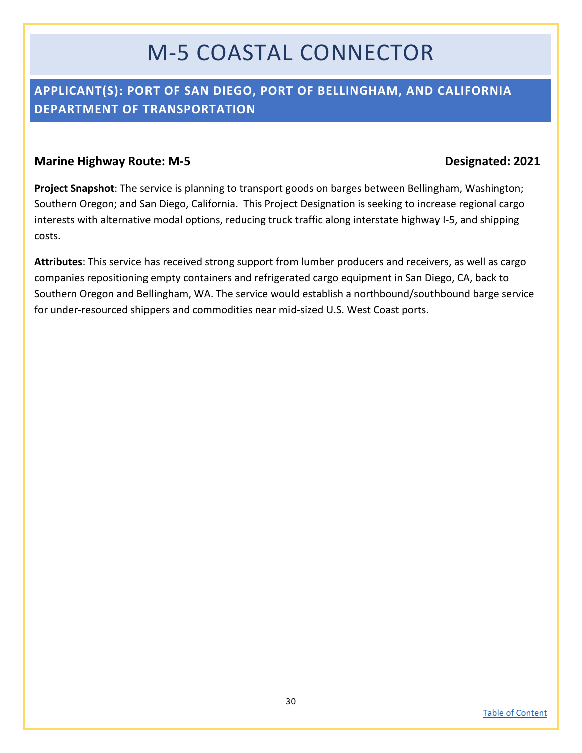# M-5 COASTAL CONNECTOR

## APPLICANT(S): PORT OF SAN DIEGO, PORT OF BELLINGHAM, AND CALIFORNIA DEPARTMENT OF TRANSPORTATION

**Marine Highway Route: M-5** **Designated: 2021**

**Project Snapshot**: The service is planning to transport goods on barges between Bellingham, Washington; Southern Oregon; and San Diego, California. This Project Designation is seeking to increase regional cargo interests with alternative modal options, reducing truck traffic along interstate highway I-5, and shipping costs.

**Attributes**: This service has received strong support from lumber producers and receivers, as well as cargo companies repositioning empty containers and refrigerated cargo equipment in San Diego, CA, back to Southern Oregon and Bellingham, WA. The service would establish a northbound/southbound barge service for under-resourced shippers and commodities near mid-sized U.S. West Coast ports.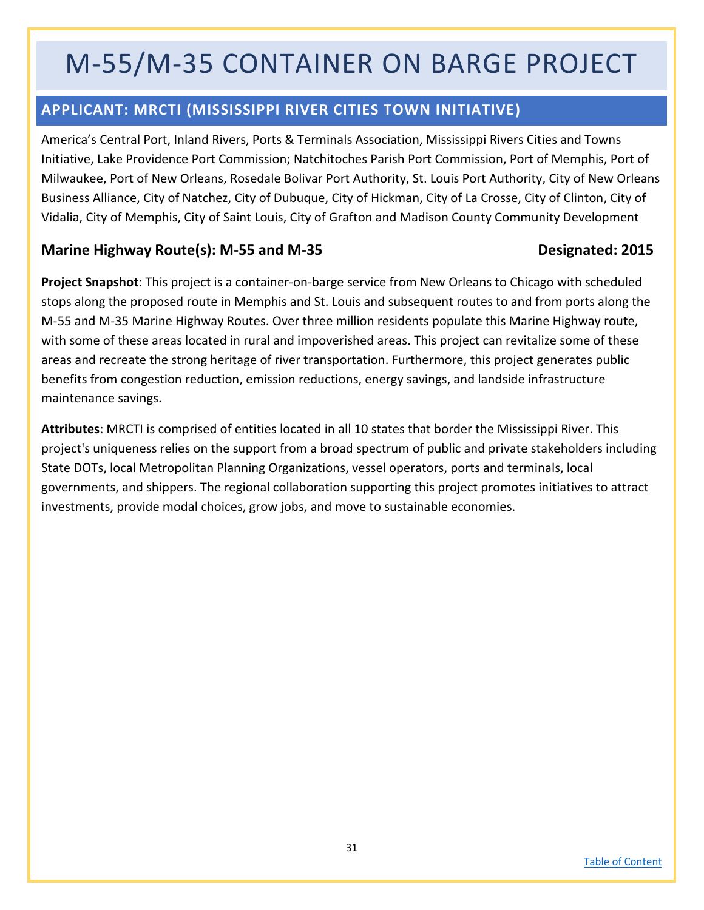# M-55/M-35 CONTAINER ON BARGE PROJECT

## APPLICANT: MRCTI (MISSISSIPPI RIVER CITIES TOWN INITIATIVE)

America's Central Port, Inland Rivers, Ports & Terminals Association, Mississippi Rivers Cities and Towns Initiative, Lake Providence Port Commission; Natchitoches Parish Port Commission, Port of Memphis, Port of Milwaukee, Port of New Orleans, Rosedale Bolivar Port Authority, St. Louis Port Authority, City of New Orleans Business Alliance, City of Natchez, City of Dubuque, City of Hickman, City of La Crosse, City of Clinton, City of Vidalia, City of Memphis, City of Saint Louis, City of Grafton and Madison County Community Development

### Marine Highway Route(s): M-55 and M-35 — Designated: 2015

**Project Snapshot**: This project is a container-on-barge service from New Orleans to Chicago with scheduled stops along the proposed route in Memphis and St. Louis and subsequent routes to and from ports along the M-55 and M-35 Marine Highway Routes. Over three million residents populate this Marine Highway route, with some of these areas located in rural and impoverished areas. This project can revitalize some of these areas and recreate the strong heritage of river transportation. Furthermore, this project generates public benefits from congestion reduction, emission reductions, energy savings, and landside infrastructure maintenance savings.

**Attributes**: MRCTI is comprised of entities located in all 10 states that border the Mississippi River. This project's uniqueness relies on the support from a broad spectrum of public and private stakeholders including State DOTs, local Metropolitan Planning Organizations, vessel operators, ports and terminals, local governments, and shippers. The regional collaboration supporting this project promotes initiatives to attract investments, provide modal choices, grow jobs, and move to sustainable economies.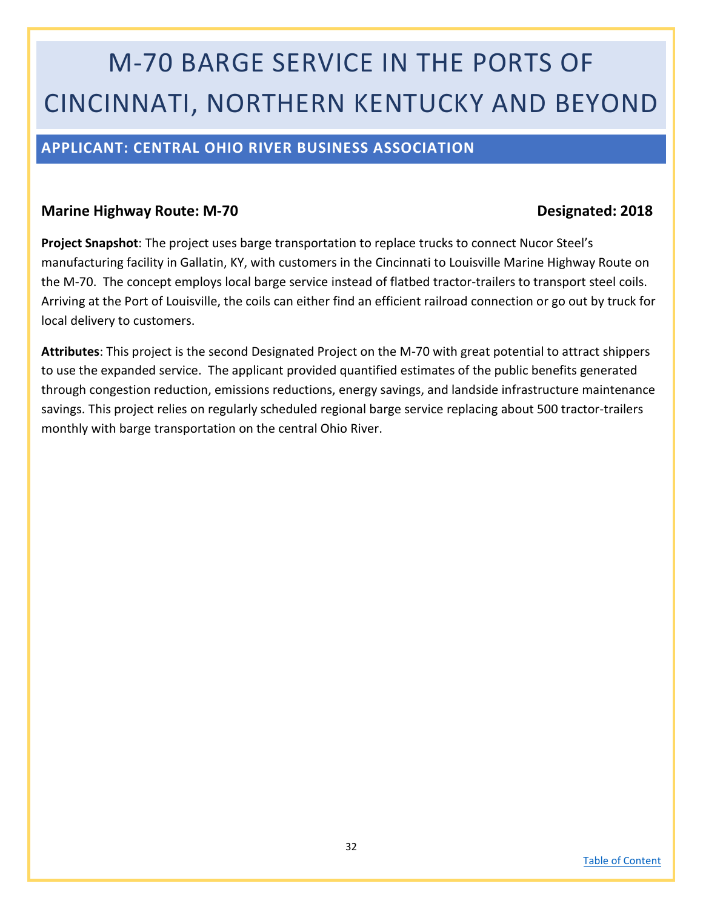# M-70 BARGE SERVICE IN THE PORTS OF CINCINNATI, NORTHERN KENTUCKY AND BEYOND

## APPLICANT: CENTRAL OHIO RIVER BUSINESS ASSOCIATION

**Marine Highway Route: M-70** **Designated: 2018**

**Project Snapshot**: The project uses barge transportation to replace trucks to connect Nucor Steel's manufacturing facility in Gallatin, KY, with customers in the Cincinnati to Louisville Marine Highway Route on the M-70. The concept employs local barge service instead of flatbed tractor-trailers to transport steel coils. Arriving at the Port of Louisville, the coils can either find an efficient railroad connection or go out by truck for local delivery to customers.

**Attributes**: This project is the second Designated Project on the M-70 with great potential to attract shippers to use the expanded service. The applicant provided quantified estimates of the public benefits generated through congestion reduction, emissions reductions, energy savings, and landside infrastructure maintenance savings. This project relies on regularly scheduled regional barge service replacing about 500 tractor-trailers monthly with barge transportation on the central Ohio River.

[Table of Content]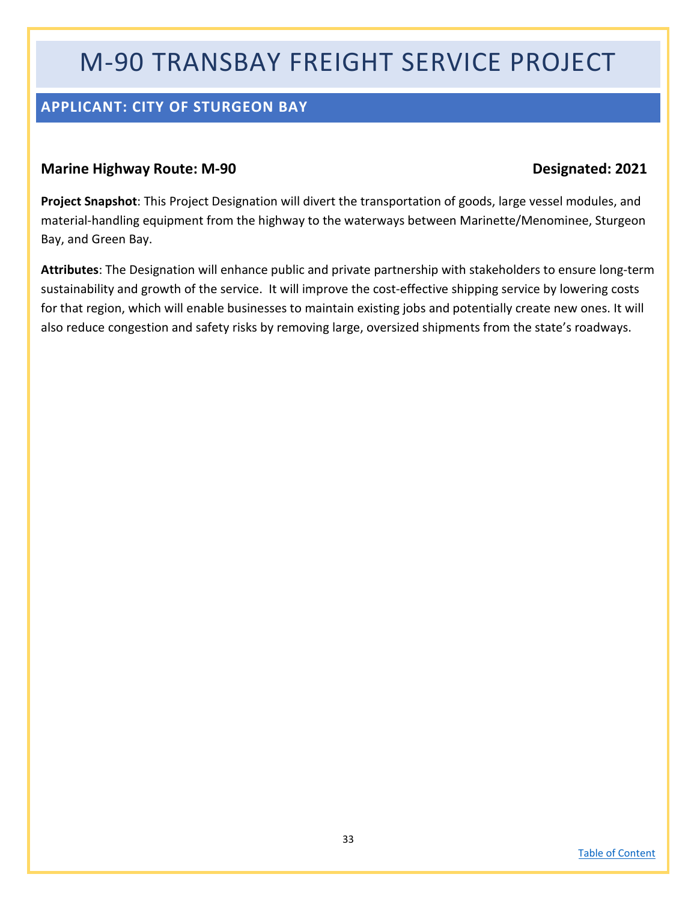# M-90 TRANSBAY FREIGHT SERVICE PROJECT

## APPLICANT: CITY OF STURGEON BAY

**Marine Highway Route: M-90** **Designated: 2021**

**Project Snapshot**: This Project Designation will divert the transportation of goods, large vessel modules, and material-handling equipment from the highway to the waterways between Marinette/Menominee, Sturgeon Bay, and Green Bay.

**Attributes**: The Designation will enhance public and private partnership with stakeholders to ensure long-term sustainability and growth of the service. It will improve the cost-effective shipping service by lowering costs for that region, which will enable businesses to maintain existing jobs and potentially create new ones. It will also reduce congestion and safety risks by removing large, oversized shipments from the state's roadways.

Table of Content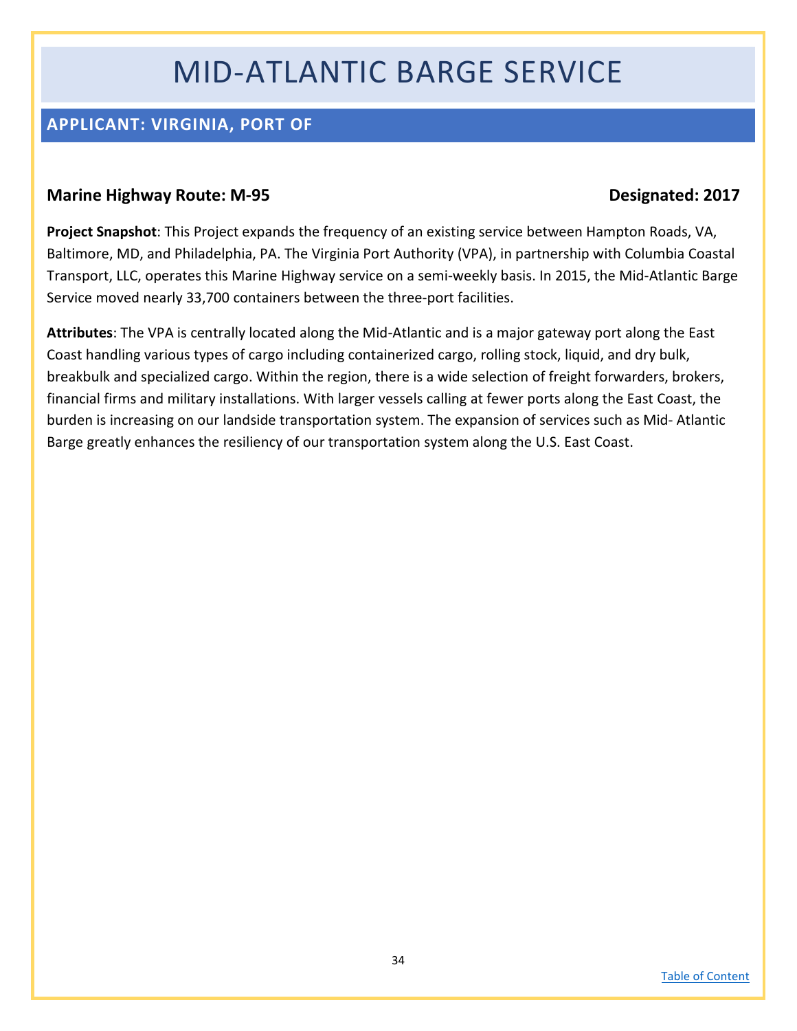# MID-ATLANTIC BARGE SERVICE

## APPLICANT: VIRGINIA, PORT OF

**Marine Highway Route: M-95** **Designated: 2017**

**Project Snapshot**: This Project expands the frequency of an existing service between Hampton Roads, VA, Baltimore, MD, and Philadelphia, PA. The Virginia Port Authority (VPA), in partnership with Columbia Coastal Transport, LLC, operates this Marine Highway service on a semi-weekly basis. In 2015, the Mid-Atlantic Barge Service moved nearly 33,700 containers between the three-port facilities.

**Attributes**: The VPA is centrally located along the Mid-Atlantic and is a major gateway port along the East Coast handling various types of cargo including containerized cargo, rolling stock, liquid, and dry bulk, breakbulk and specialized cargo. Within the region, there is a wide selection of freight forwarders, brokers, financial firms and military installations. With larger vessels calling at fewer ports along the East Coast, the burden is increasing on our landside transportation system. The expansion of services such as Mid- Atlantic Barge greatly enhances the resiliency of our transportation system along the U.S. East Coast.

[Table of Content]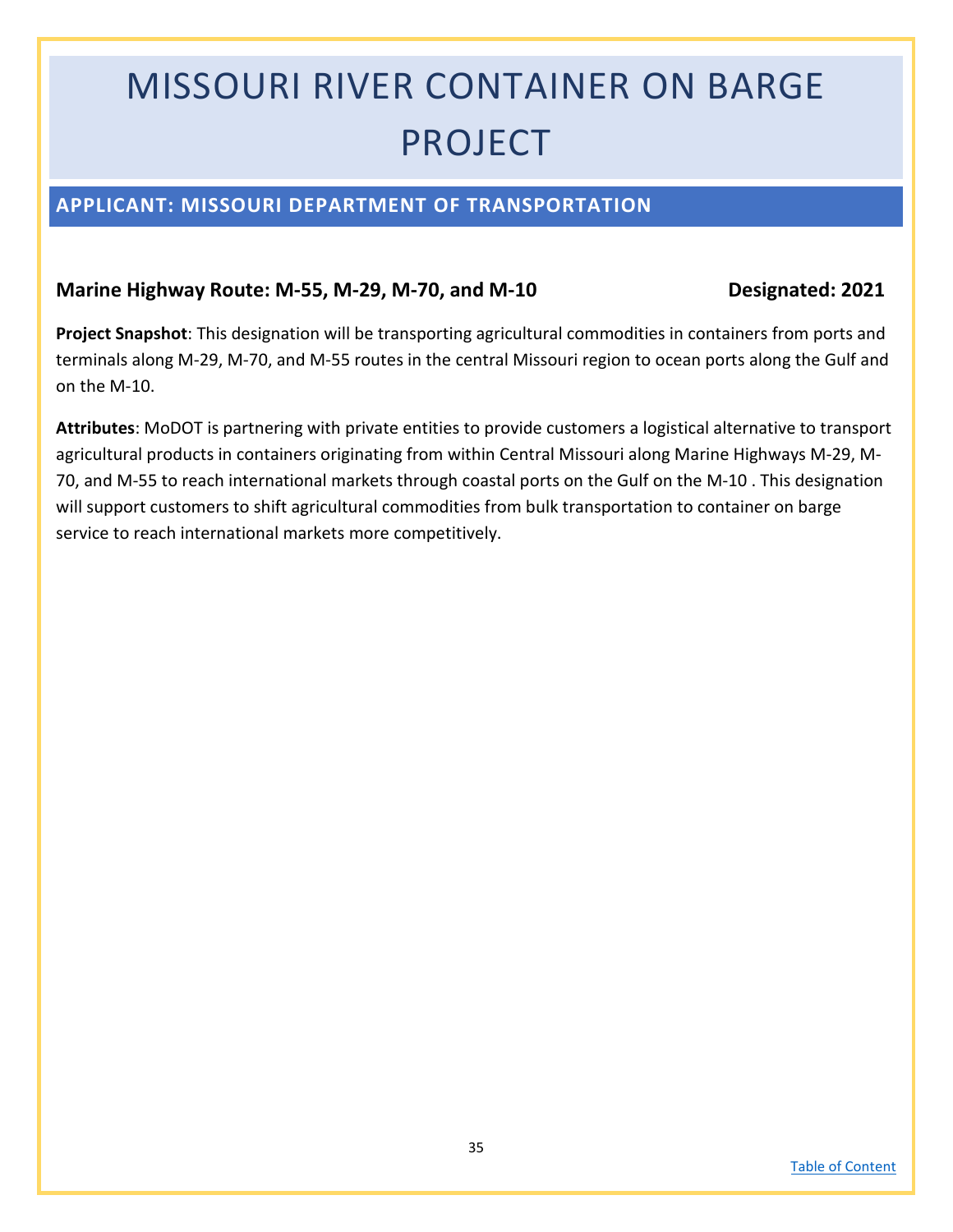# MISSOURI RIVER CONTAINER ON BARGE PROJECT

## APPLICANT: MISSOURI DEPARTMENT OF TRANSPORTATION

**Marine Highway Route: M-55, M-29, M-70, and M-10** **Designated: 2021**

**Project Snapshot**: This designation will be transporting agricultural commodities in containers from ports and terminals along M-29, M-70, and M-55 routes in the central Missouri region to ocean ports along the Gulf and on the M-10.

**Attributes**: MoDOT is partnering with private entities to provide customers a logistical alternative to transport agricultural products in containers originating from within Central Missouri along Marine Highways M-29, M-70, and M-55 to reach international markets through coastal ports on the Gulf on the M-10 . This designation will support customers to shift agricultural commodities from bulk transportation to container on barge service to reach international markets more competitively.

[Table of Content](#)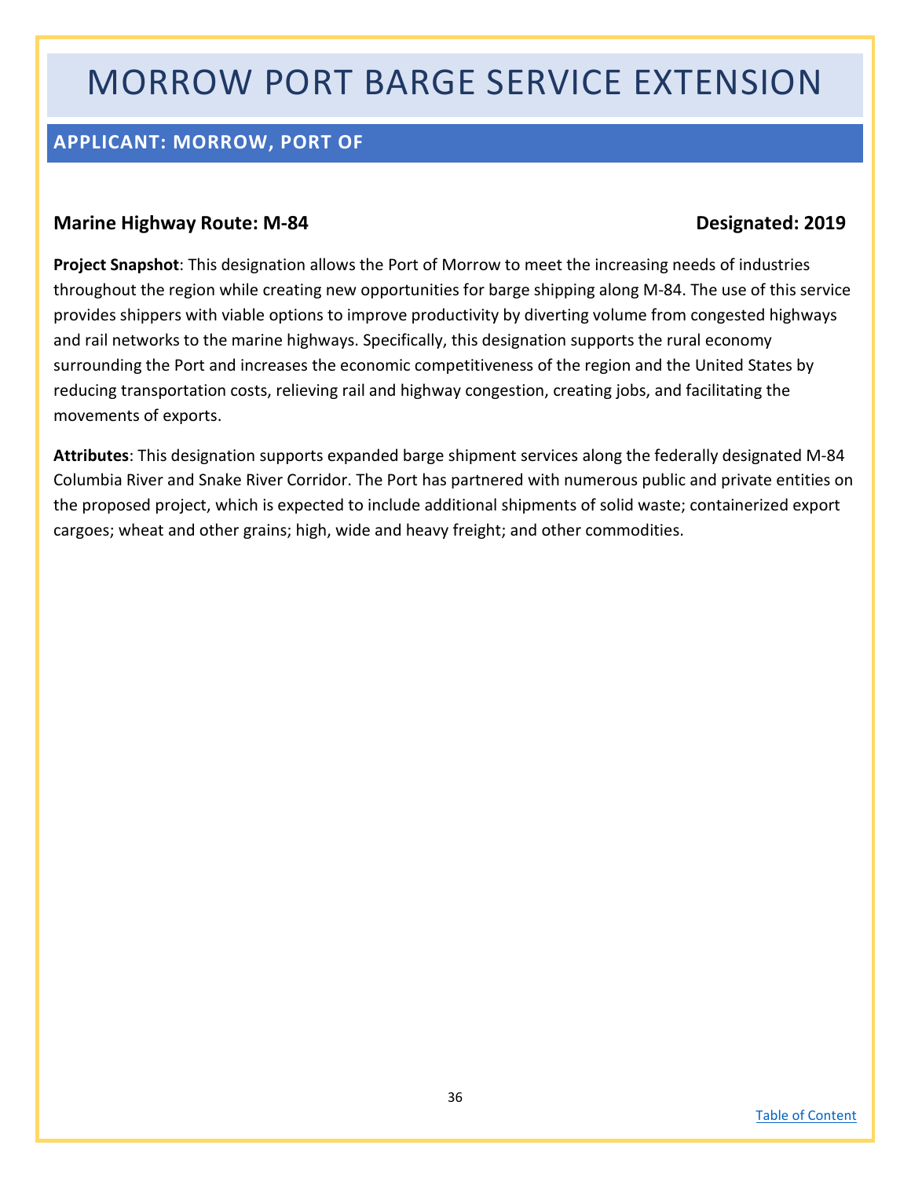# MORROW PORT BARGE SERVICE EXTENSION

## APPLICANT: MORROW, PORT OF

**Marine Highway Route: M-84** **Designated: 2019**

**Project Snapshot**: This designation allows the Port of Morrow to meet the increasing needs of industries throughout the region while creating new opportunities for barge shipping along M-84. The use of this service provides shippers with viable options to improve productivity by diverting volume from congested highways and rail networks to the marine highways. Specifically, this designation supports the rural economy surrounding the Port and increases the economic competitiveness of the region and the United States by reducing transportation costs, relieving rail and highway congestion, creating jobs, and facilitating the movements of exports.

**Attributes**: This designation supports expanded barge shipment services along the federally designated M-84 Columbia River and Snake River Corridor. The Port has partnered with numerous public and private entities on the proposed project, which is expected to include additional shipments of solid waste; containerized export cargoes; wheat and other grains; high, wide and heavy freight; and other commodities.

Table of Content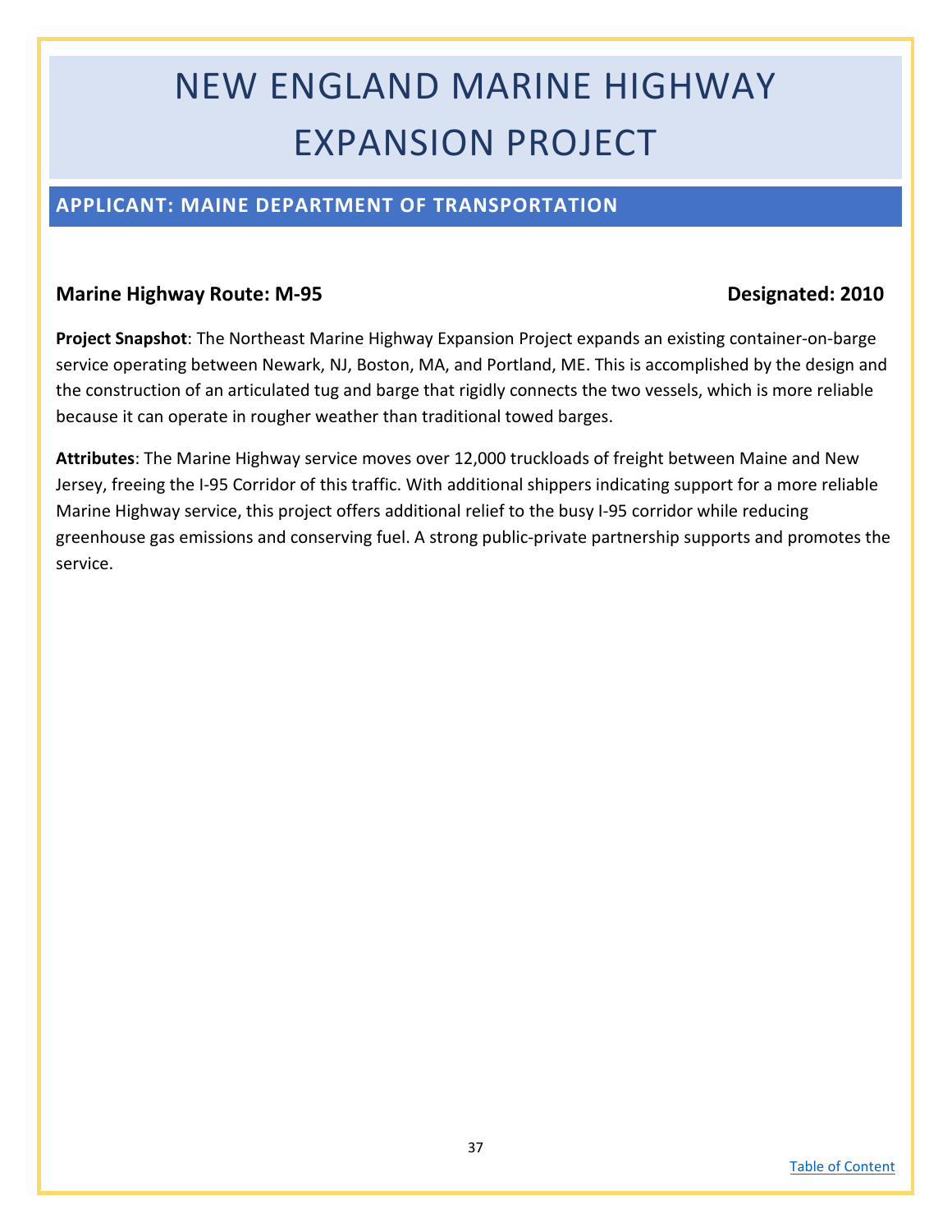# NEW ENGLAND MARINE HIGHWAY EXPANSION PROJECT

## APPLICANT: MAINE DEPARTMENT OF TRANSPORTATION

**Marine Highway Route: M-95** **Designated: 2010**

**Project Snapshot**: The Northeast Marine Highway Expansion Project expands an existing container-on-barge service operating between Newark, NJ, Boston, MA, and Portland, ME. This is accomplished by the design and the construction of an articulated tug and barge that rigidly connects the two vessels, which is more reliable because it can operate in rougher weather than traditional towed barges.

**Attributes**: The Marine Highway service moves over 12,000 truckloads of freight between Maine and New Jersey, freeing the I-95 Corridor of this traffic. With additional shippers indicating support for a more reliable Marine Highway service, this project offers additional relief to the busy I-95 corridor while reducing greenhouse gas emissions and conserving fuel. A strong public-private partnership supports and promotes the service.

Table of Content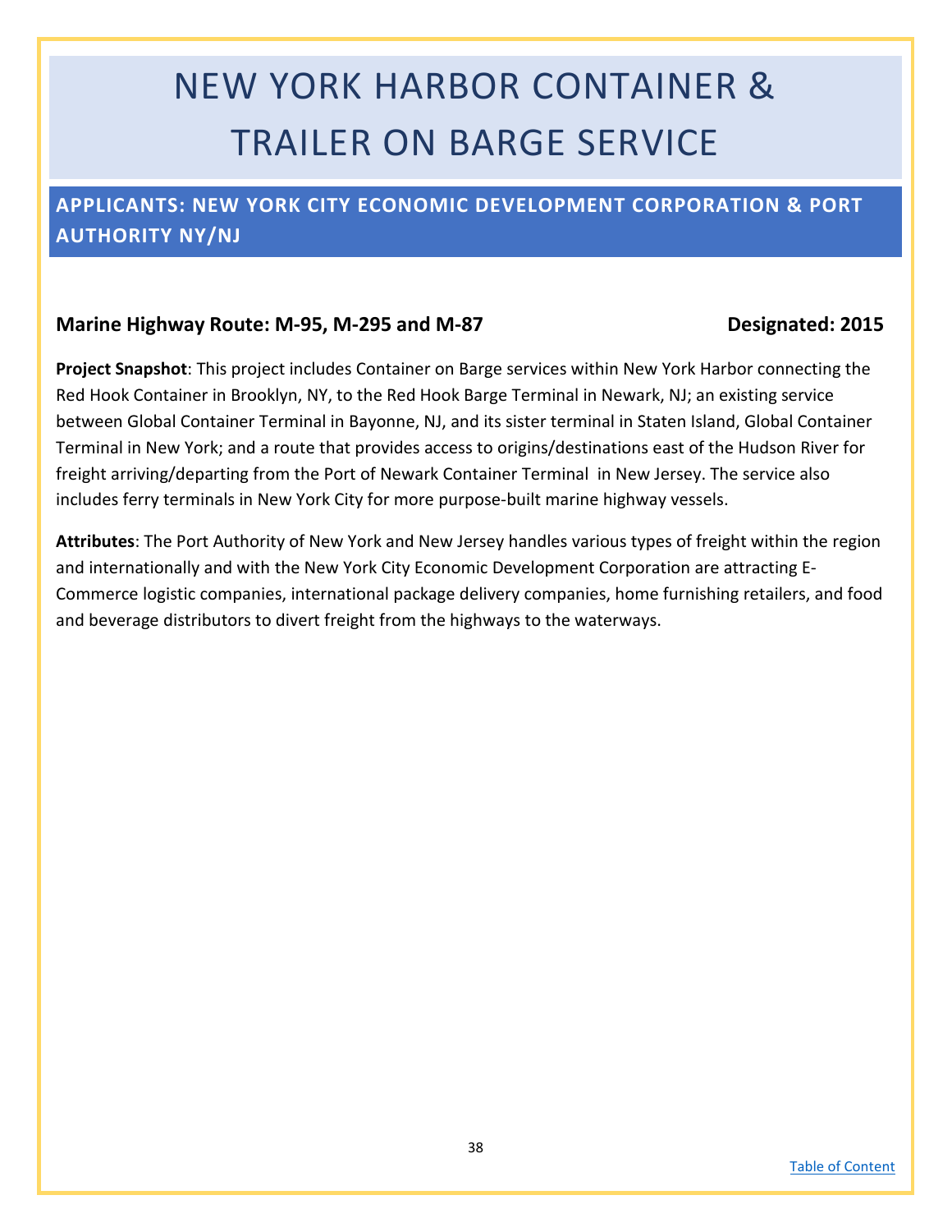# NEW YORK HARBOR CONTAINER & TRAILER ON BARGE SERVICE

## APPLICANTS: NEW YORK CITY ECONOMIC DEVELOPMENT CORPORATION & PORT AUTHORITY NY/NJ

**Marine Highway Route: M-95, M-295 and M-87** **Designated: 2015**

**Project Snapshot**: This project includes Container on Barge services within New York Harbor connecting the Red Hook Container in Brooklyn, NY, to the Red Hook Barge Terminal in Newark, NJ; an existing service between Global Container Terminal in Bayonne, NJ, and its sister terminal in Staten Island, Global Container Terminal in New York; and a route that provides access to origins/destinations east of the Hudson River for freight arriving/departing from the Port of Newark Container Terminal in New Jersey. The service also includes ferry terminals in New York City for more purpose-built marine highway vessels.

**Attributes**: The Port Authority of New York and New Jersey handles various types of freight within the region and internationally and with the New York City Economic Development Corporation are attracting E-Commerce logistic companies, international package delivery companies, home furnishing retailers, and food and beverage distributors to divert freight from the highways to the waterways.

Table of Content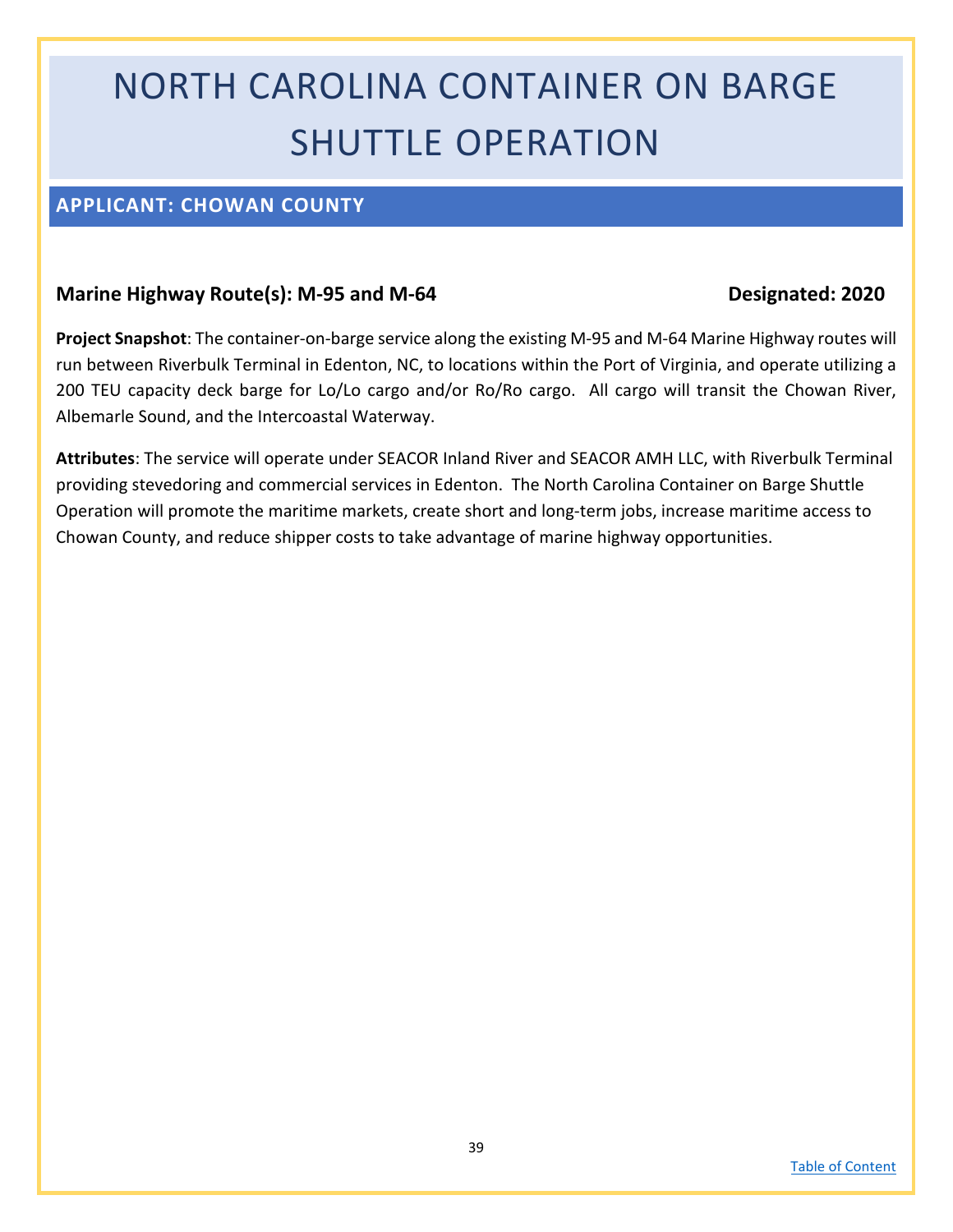# NORTH CAROLINA CONTAINER ON BARGE SHUTTLE OPERATION

## APPLICANT: CHOWAN COUNTY

**Marine Highway Route(s): M-95 and M-64** **Designated: 2020**

**Project Snapshot**: The container-on-barge service along the existing M-95 and M-64 Marine Highway routes will run between Riverbulk Terminal in Edenton, NC, to locations within the Port of Virginia, and operate utilizing a 200 TEU capacity deck barge for Lo/Lo cargo and/or Ro/Ro cargo. All cargo will transit the Chowan River, Albemarle Sound, and the Intercoastal Waterway.

**Attributes**: The service will operate under SEACOR Inland River and SEACOR AMH LLC, with Riverbulk Terminal providing stevedoring and commercial services in Edenton. The North Carolina Container on Barge Shuttle Operation will promote the maritime markets, create short and long-term jobs, increase maritime access to Chowan County, and reduce shipper costs to take advantage of marine highway opportunities.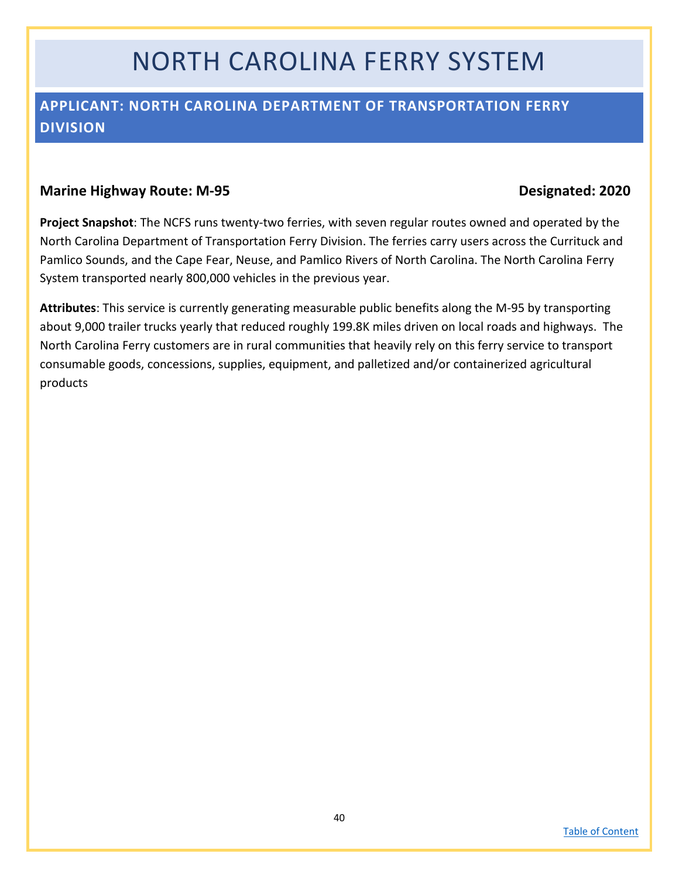# NORTH CAROLINA FERRY SYSTEM

## APPLICANT: NORTH CAROLINA DEPARTMENT OF TRANSPORTATION FERRY DIVISION

**Marine Highway Route: M-95** **Designated: 2020**

**Project Snapshot**: The NCFS runs twenty-two ferries, with seven regular routes owned and operated by the North Carolina Department of Transportation Ferry Division. The ferries carry users across the Currituck and Pamlico Sounds, and the Cape Fear, Neuse, and Pamlico Rivers of North Carolina. The North Carolina Ferry System transported nearly 800,000 vehicles in the previous year.

**Attributes**: This service is currently generating measurable public benefits along the M-95 by transporting about 9,000 trailer trucks yearly that reduced roughly 199.8K miles driven on local roads and highways. The North Carolina Ferry customers are in rural communities that heavily rely on this ferry service to transport consumable goods, concessions, supplies, equipment, and palletized and/or containerized agricultural products

Table of Content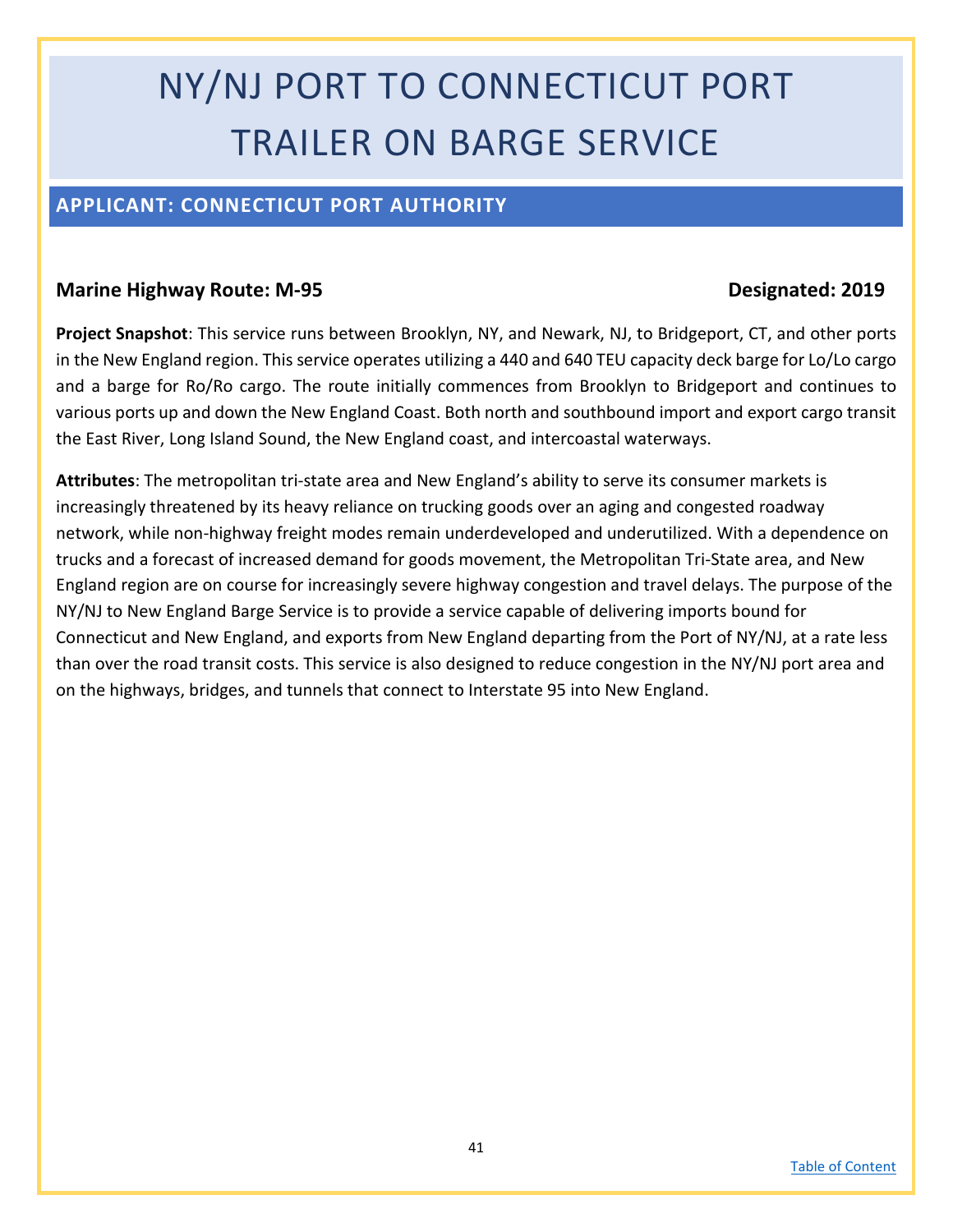# NY/NJ PORT TO CONNECTICUT PORT TRAILER ON BARGE SERVICE

## APPLICANT: CONNECTICUT PORT AUTHORITY

**Marine Highway Route: M-95** **Designated: 2019**

**Project Snapshot**: This service runs between Brooklyn, NY, and Newark, NJ, to Bridgeport, CT, and other ports in the New England region. This service operates utilizing a 440 and 640 TEU capacity deck barge for Lo/Lo cargo and a barge for Ro/Ro cargo. The route initially commences from Brooklyn to Bridgeport and continues to various ports up and down the New England Coast. Both north and southbound import and export cargo transit the East River, Long Island Sound, the New England coast, and intercoastal waterways.

**Attributes**: The metropolitan tri-state area and New England's ability to serve its consumer markets is increasingly threatened by its heavy reliance on trucking goods over an aging and congested roadway network, while non-highway freight modes remain underdeveloped and underutilized. With a dependence on trucks and a forecast of increased demand for goods movement, the Metropolitan Tri-State area, and New England region are on course for increasingly severe highway congestion and travel delays. The purpose of the NY/NJ to New England Barge Service is to provide a service capable of delivering imports bound for Connecticut and New England, and exports from New England departing from the Port of NY/NJ, at a rate less than over the road transit costs. This service is also designed to reduce congestion in the NY/NJ port area and on the highways, bridges, and tunnels that connect to Interstate 95 into New England.

[Table of Content]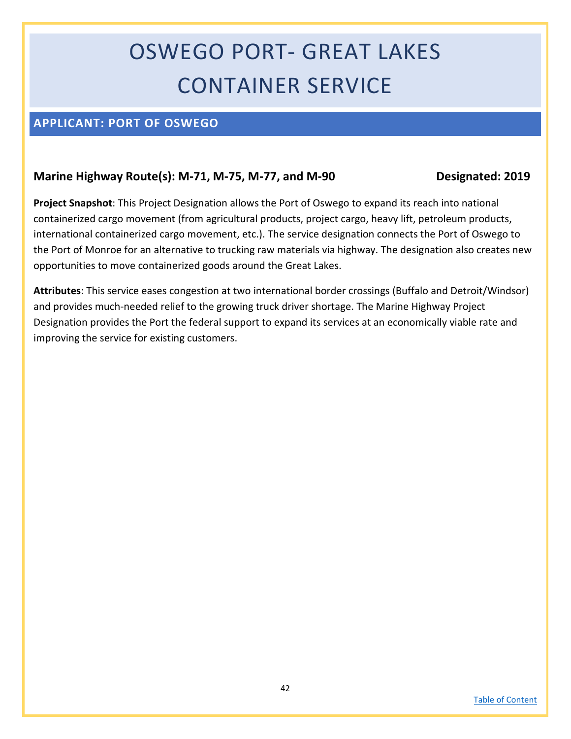# OSWEGO PORT- GREAT LAKES CONTAINER SERVICE

## APPLICANT: PORT OF OSWEGO

**Marine Highway Route(s): M-71, M-75, M-77, and M-90** **Designated: 2019**

**Project Snapshot**: This Project Designation allows the Port of Oswego to expand its reach into national containerized cargo movement (from agricultural products, project cargo, heavy lift, petroleum products, international containerized cargo movement, etc.). The service designation connects the Port of Oswego to the Port of Monroe for an alternative to trucking raw materials via highway. The designation also creates new opportunities to move containerized goods around the Great Lakes.

**Attributes**: This service eases congestion at two international border crossings (Buffalo and Detroit/Windsor) and provides much-needed relief to the growing truck driver shortage. The Marine Highway Project Designation provides the Port the federal support to expand its services at an economically viable rate and improving the service for existing customers.

Table of Content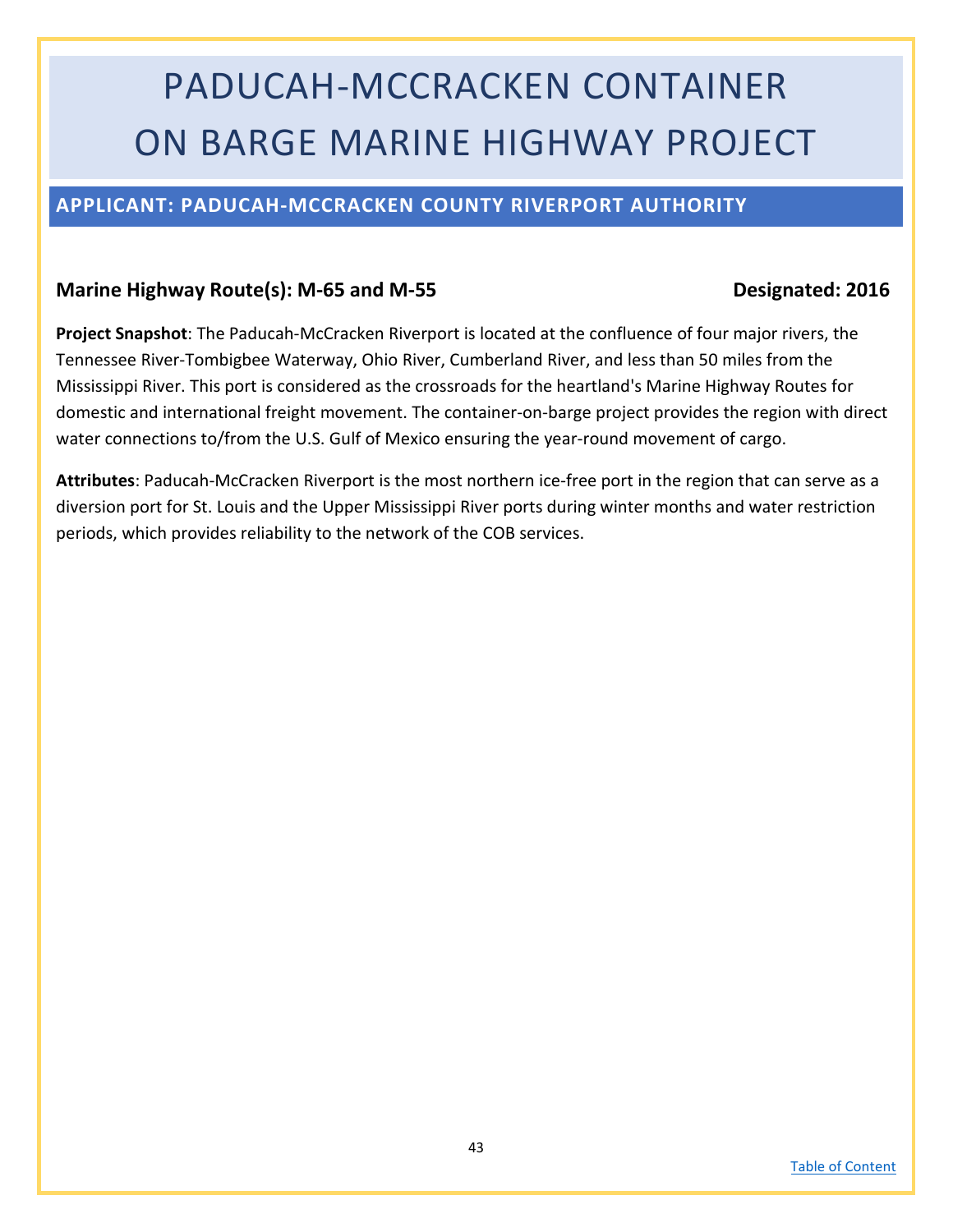# PADUCAH-MCCRACKEN CONTAINER ON BARGE MARINE HIGHWAY PROJECT

## APPLICANT: PADUCAH-MCCRACKEN COUNTY RIVERPORT AUTHORITY

**Marine Highway Route(s): M-65 and M-55** **Designated: 2016**

**Project Snapshot**: The Paducah-McCracken Riverport is located at the confluence of four major rivers, the Tennessee River-Tombigbee Waterway, Ohio River, Cumberland River, and less than 50 miles from the Mississippi River. This port is considered as the crossroads for the heartland's Marine Highway Routes for domestic and international freight movement. The container-on-barge project provides the region with direct water connections to/from the U.S. Gulf of Mexico ensuring the year-round movement of cargo.

**Attributes**: Paducah-McCracken Riverport is the most northern ice-free port in the region that can serve as a diversion port for St. Louis and the Upper Mississippi River ports during winter months and water restriction periods, which provides reliability to the network of the COB services.

[Table of Content]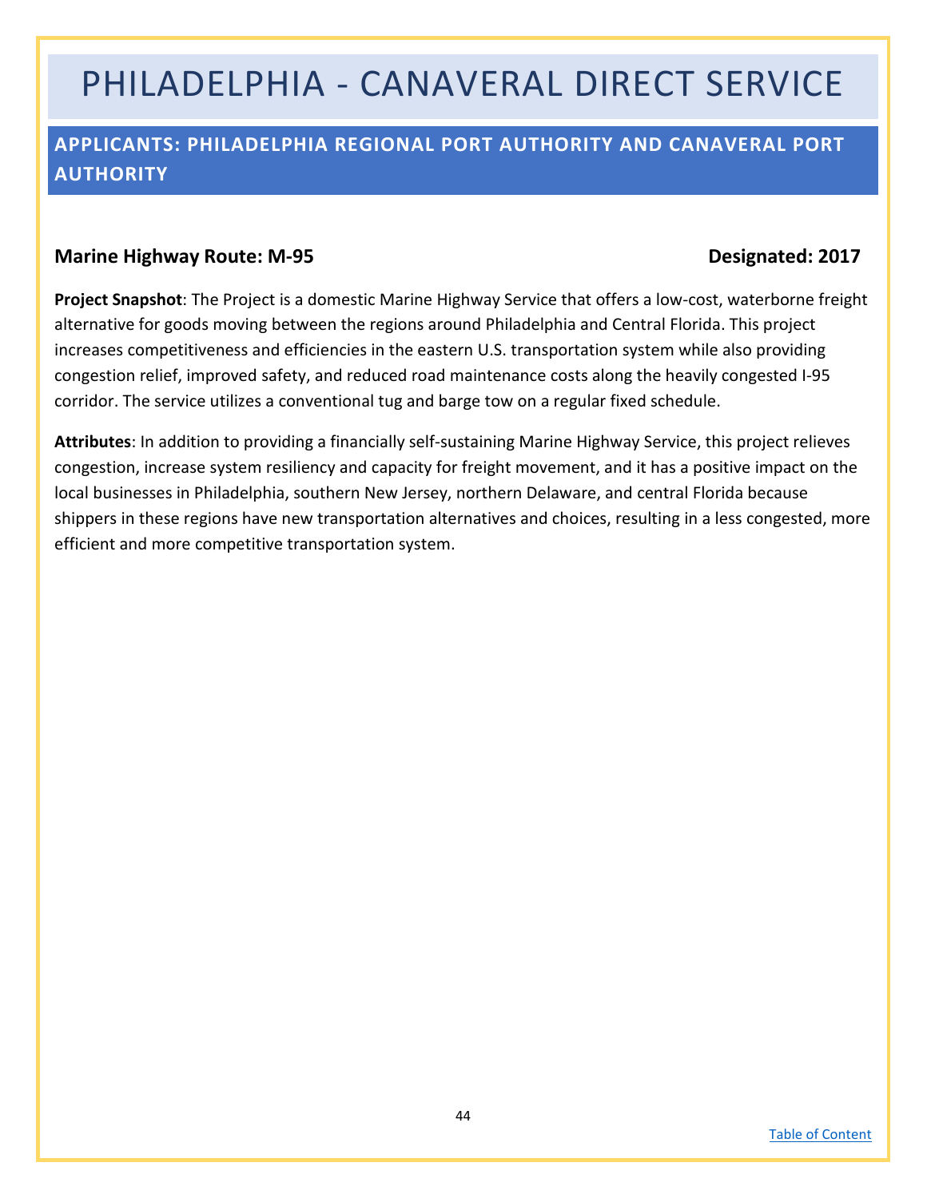# PHILADELPHIA - CANAVERAL DIRECT SERVICE

## APPLICANTS: PHILADELPHIA REGIONAL PORT AUTHORITY AND CANAVERAL PORT AUTHORITY

**Marine Highway Route: M-95** **Designated: 2017**

**Project Snapshot**: The Project is a domestic Marine Highway Service that offers a low-cost, waterborne freight alternative for goods moving between the regions around Philadelphia and Central Florida. This project increases competitiveness and efficiencies in the eastern U.S. transportation system while also providing congestion relief, improved safety, and reduced road maintenance costs along the heavily congested I-95 corridor. The service utilizes a conventional tug and barge tow on a regular fixed schedule.

**Attributes**: In addition to providing a financially self-sustaining Marine Highway Service, this project relieves congestion, increase system resiliency and capacity for freight movement, and it has a positive impact on the local businesses in Philadelphia, southern New Jersey, northern Delaware, and central Florida because shippers in these regions have new transportation alternatives and choices, resulting in a less congested, more efficient and more competitive transportation system.

Table of Content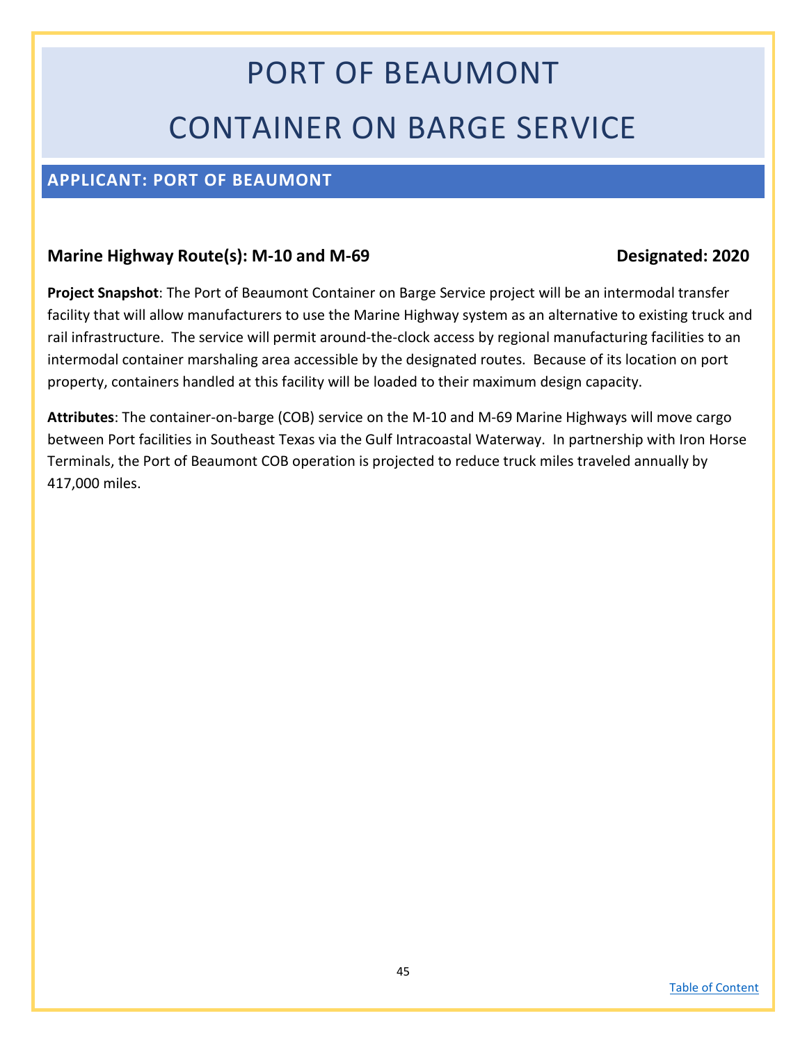# PORT OF BEAUMONT

# CONTAINER ON BARGE SERVICE

## APPLICANT: PORT OF BEAUMONT

**Marine Highway Route(s): M-10 and M-69** **Designated: 2020**

**Project Snapshot**: The Port of Beaumont Container on Barge Service project will be an intermodal transfer facility that will allow manufacturers to use the Marine Highway system as an alternative to existing truck and rail infrastructure. The service will permit around-the-clock access by regional manufacturing facilities to an intermodal container marshaling area accessible by the designated routes. Because of its location on port property, containers handled at this facility will be loaded to their maximum design capacity.

**Attributes**: The container-on-barge (COB) service on the M-10 and M-69 Marine Highways will move cargo between Port facilities in Southeast Texas via the Gulf Intracoastal Waterway. In partnership with Iron Horse Terminals, the Port of Beaumont COB operation is projected to reduce truck miles traveled annually by 417,000 miles.

[Table of Content]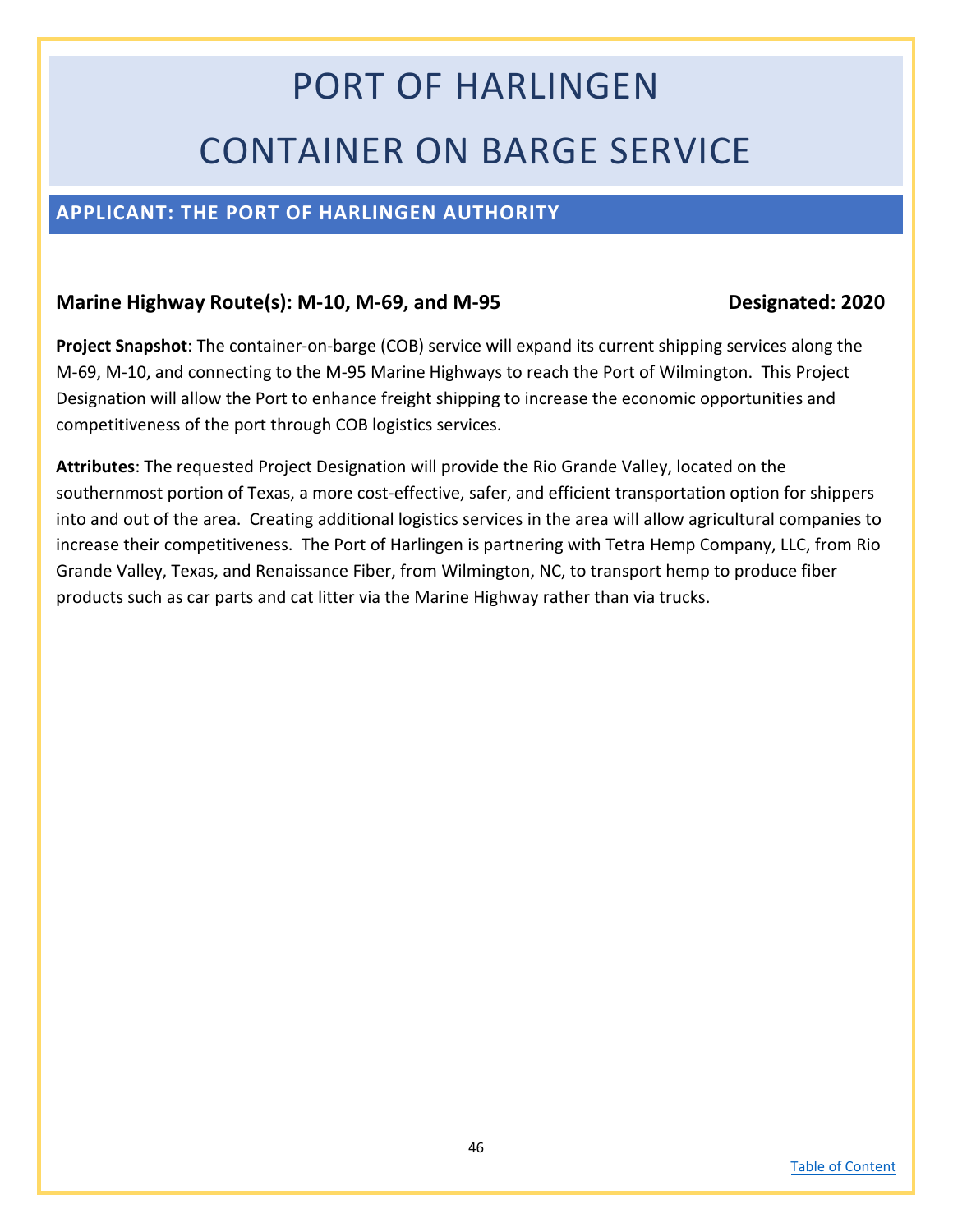# PORT OF HARLINGEN
# CONTAINER ON BARGE SERVICE

## APPLICANT: THE PORT OF HARLINGEN AUTHORITY

**Marine Highway Route(s): M-10, M-69, and M-95** **Designated: 2020**

**Project Snapshot**: The container-on-barge (COB) service will expand its current shipping services along the M-69, M-10, and connecting to the M-95 Marine Highways to reach the Port of Wilmington. This Project Designation will allow the Port to enhance freight shipping to increase the economic opportunities and competitiveness of the port through COB logistics services.

**Attributes**: The requested Project Designation will provide the Rio Grande Valley, located on the southernmost portion of Texas, a more cost-effective, safer, and efficient transportation option for shippers into and out of the area. Creating additional logistics services in the area will allow agricultural companies to increase their competitiveness. The Port of Harlingen is partnering with Tetra Hemp Company, LLC, from Rio Grande Valley, Texas, and Renaissance Fiber, from Wilmington, NC, to transport hemp to produce fiber products such as car parts and cat litter via the Marine Highway rather than via trucks.

Table of Content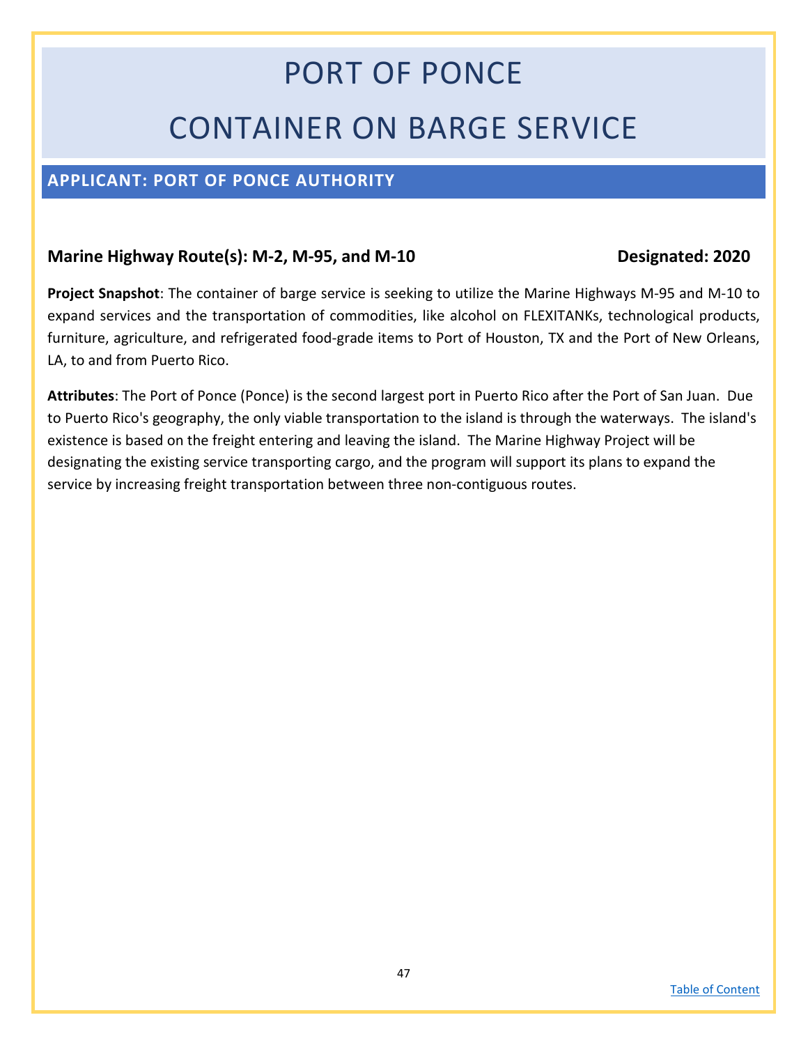# PORT OF PONCE

# CONTAINER ON BARGE SERVICE

## APPLICANT: PORT OF PONCE AUTHORITY

**Marine Highway Route(s): M-2, M-95, and M-10** **Designated: 2020**

**Project Snapshot**: The container of barge service is seeking to utilize the Marine Highways M-95 and M-10 to expand services and the transportation of commodities, like alcohol on FLEXITANKs, technological products, furniture, agriculture, and refrigerated food-grade items to Port of Houston, TX and the Port of New Orleans, LA, to and from Puerto Rico.

**Attributes**: The Port of Ponce (Ponce) is the second largest port in Puerto Rico after the Port of San Juan. Due to Puerto Rico's geography, the only viable transportation to the island is through the waterways. The island's existence is based on the freight entering and leaving the island. The Marine Highway Project will be designating the existing service transporting cargo, and the program will support its plans to expand the service by increasing freight transportation between three non-contiguous routes.

[Table of Content]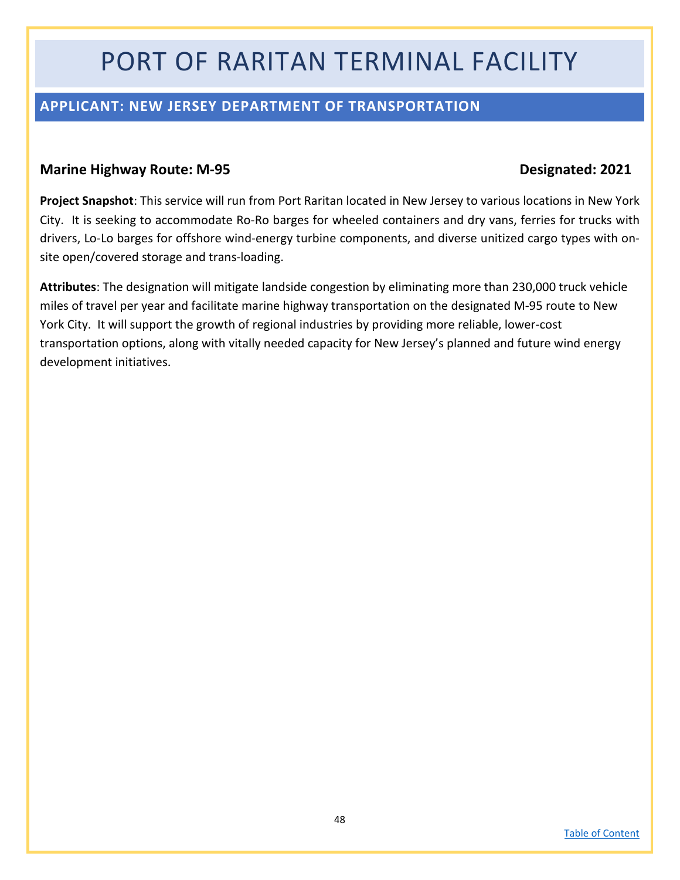# PORT OF RARITAN TERMINAL FACILITY

## APPLICANT: NEW JERSEY DEPARTMENT OF TRANSPORTATION

**Marine Highway Route: M-95** **Designated: 2021**

**Project Snapshot**: This service will run from Port Raritan located in New Jersey to various locations in New York City. It is seeking to accommodate Ro-Ro barges for wheeled containers and dry vans, ferries for trucks with drivers, Lo-Lo barges for offshore wind-energy turbine components, and diverse unitized cargo types with on-site open/covered storage and trans-loading.

**Attributes**: The designation will mitigate landside congestion by eliminating more than 230,000 truck vehicle miles of travel per year and facilitate marine highway transportation on the designated M-95 route to New York City. It will support the growth of regional industries by providing more reliable, lower-cost transportation options, along with vitally needed capacity for New Jersey's planned and future wind energy development initiatives.

[Table of Content]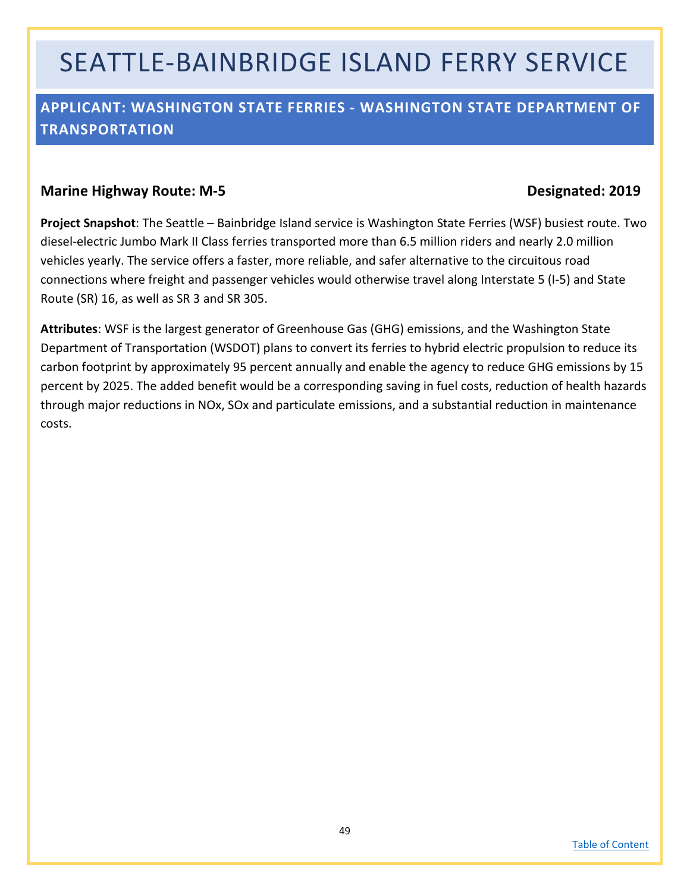# SEATTLE-BAINBRIDGE ISLAND FERRY SERVICE

## APPLICANT: WASHINGTON STATE FERRIES - WASHINGTON STATE DEPARTMENT OF TRANSPORTATION

**Marine Highway Route: M-5** **Designated: 2019**

**Project Snapshot**: The Seattle – Bainbridge Island service is Washington State Ferries (WSF) busiest route. Two diesel-electric Jumbo Mark II Class ferries transported more than 6.5 million riders and nearly 2.0 million vehicles yearly. The service offers a faster, more reliable, and safer alternative to the circuitous road connections where freight and passenger vehicles would otherwise travel along Interstate 5 (I-5) and State Route (SR) 16, as well as SR 3 and SR 305.

**Attributes**: WSF is the largest generator of Greenhouse Gas (GHG) emissions, and the Washington State Department of Transportation (WSDOT) plans to convert its ferries to hybrid electric propulsion to reduce its carbon footprint by approximately 95 percent annually and enable the agency to reduce GHG emissions by 15 percent by 2025. The added benefit would be a corresponding saving in fuel costs, reduction of health hazards through major reductions in NOx, SOx and particulate emissions, and a substantial reduction in maintenance costs.

[Table of Content]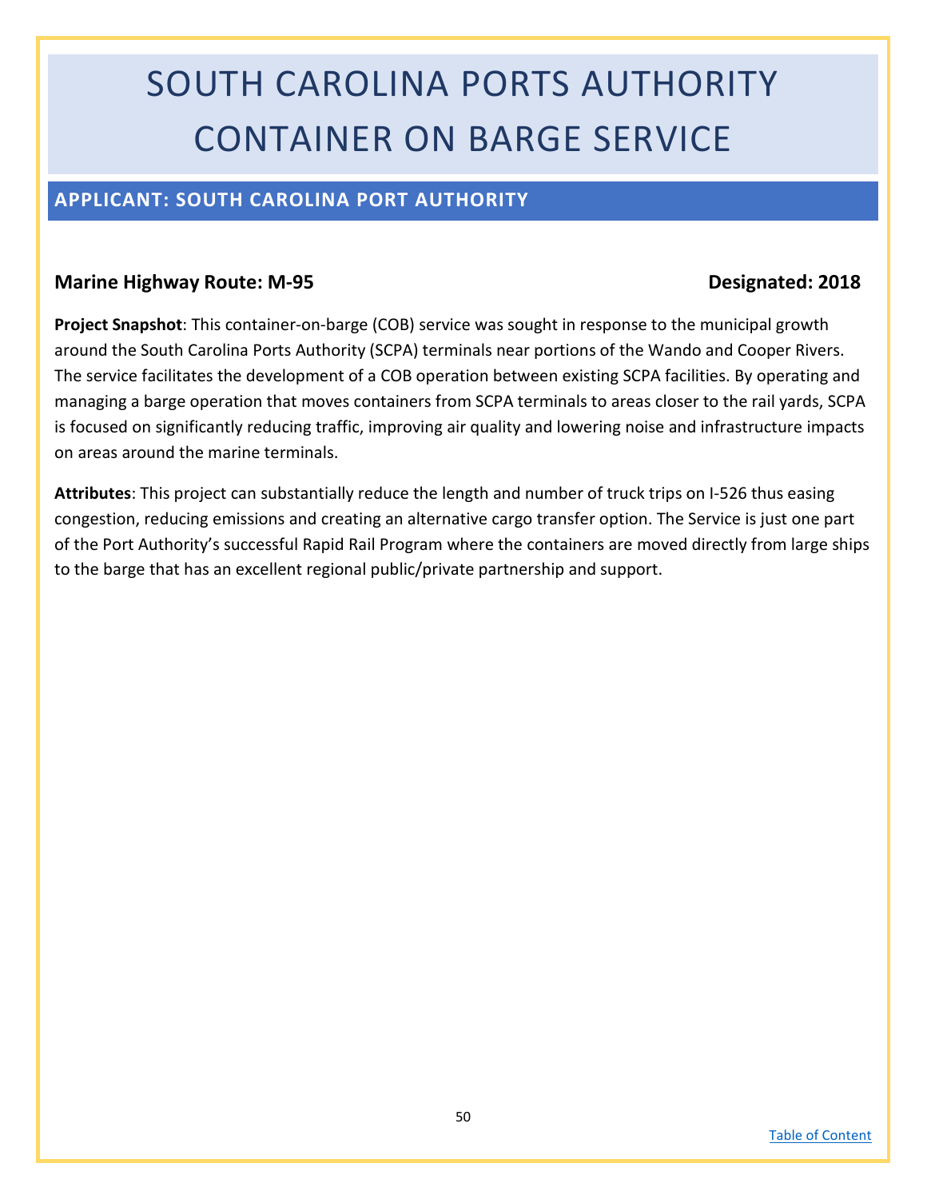# SOUTH CAROLINA PORTS AUTHORITY CONTAINER ON BARGE SERVICE

## APPLICANT: SOUTH CAROLINA PORT AUTHORITY

**Marine Highway Route: M-95** **Designated: 2018**

**Project Snapshot**: This container-on-barge (COB) service was sought in response to the municipal growth around the South Carolina Ports Authority (SCPA) terminals near portions of the Wando and Cooper Rivers. The service facilitates the development of a COB operation between existing SCPA facilities. By operating and managing a barge operation that moves containers from SCPA terminals to areas closer to the rail yards, SCPA is focused on significantly reducing traffic, improving air quality and lowering noise and infrastructure impacts on areas around the marine terminals.

**Attributes**: This project can substantially reduce the length and number of truck trips on I-526 thus easing congestion, reducing emissions and creating an alternative cargo transfer option. The Service is just one part of the Port Authority's successful Rapid Rail Program where the containers are moved directly from large ships to the barge that has an excellent regional public/private partnership and support.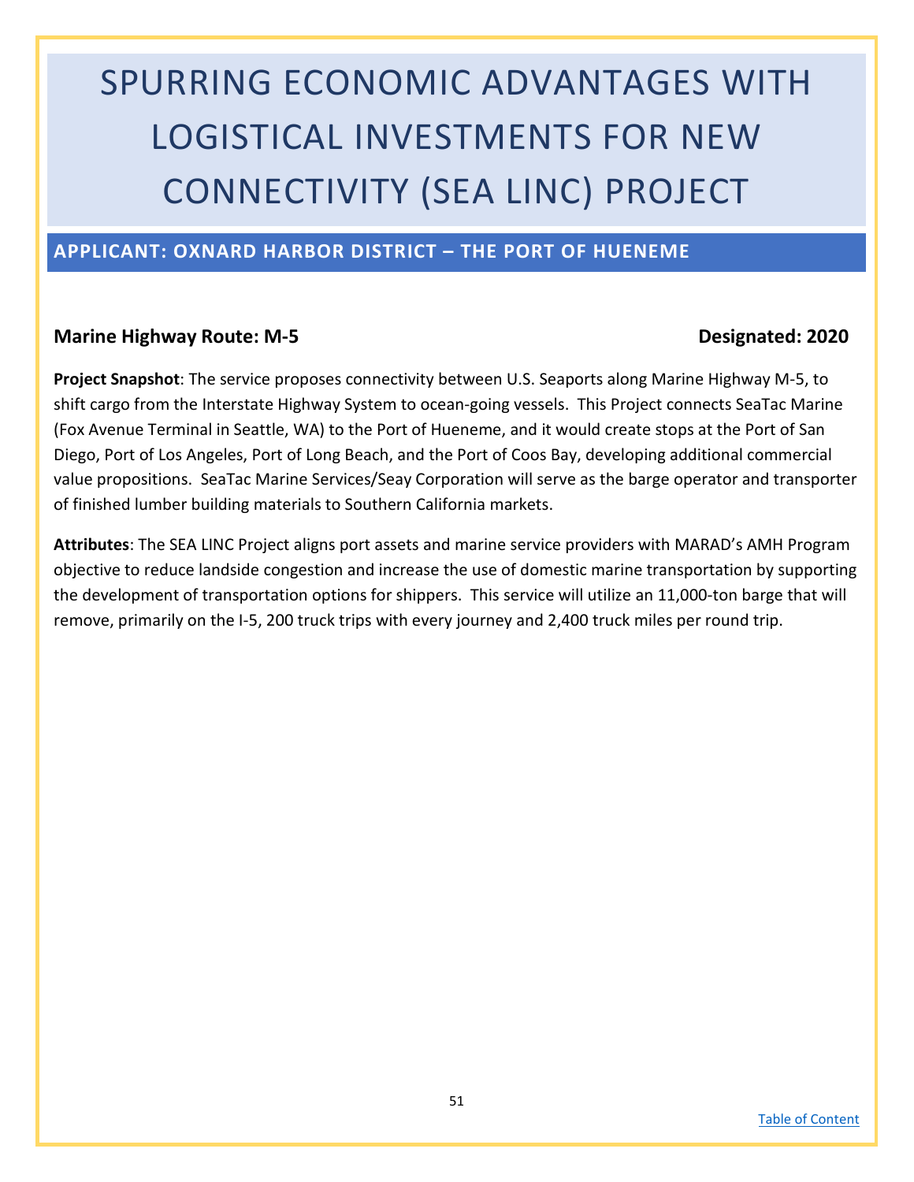# SPURRING ECONOMIC ADVANTAGES WITH LOGISTICAL INVESTMENTS FOR NEW CONNECTIVITY (SEA LINC) PROJECT

## APPLICANT: OXNARD HARBOR DISTRICT – THE PORT OF HUENEME

**Marine Highway Route: M-5** **Designated: 2020**

**Project Snapshot**: The service proposes connectivity between U.S. Seaports along Marine Highway M-5, to shift cargo from the Interstate Highway System to ocean-going vessels. This Project connects SeaTac Marine (Fox Avenue Terminal in Seattle, WA) to the Port of Hueneme, and it would create stops at the Port of San Diego, Port of Los Angeles, Port of Long Beach, and the Port of Coos Bay, developing additional commercial value propositions. SeaTac Marine Services/Seay Corporation will serve as the barge operator and transporter of finished lumber building materials to Southern California markets.

**Attributes**: The SEA LINC Project aligns port assets and marine service providers with MARAD's AMH Program objective to reduce landside congestion and increase the use of domestic marine transportation by supporting the development of transportation options for shippers. This service will utilize an 11,000-ton barge that will remove, primarily on the I-5, 200 truck trips with every journey and 2,400 truck miles per round trip.

Table of Content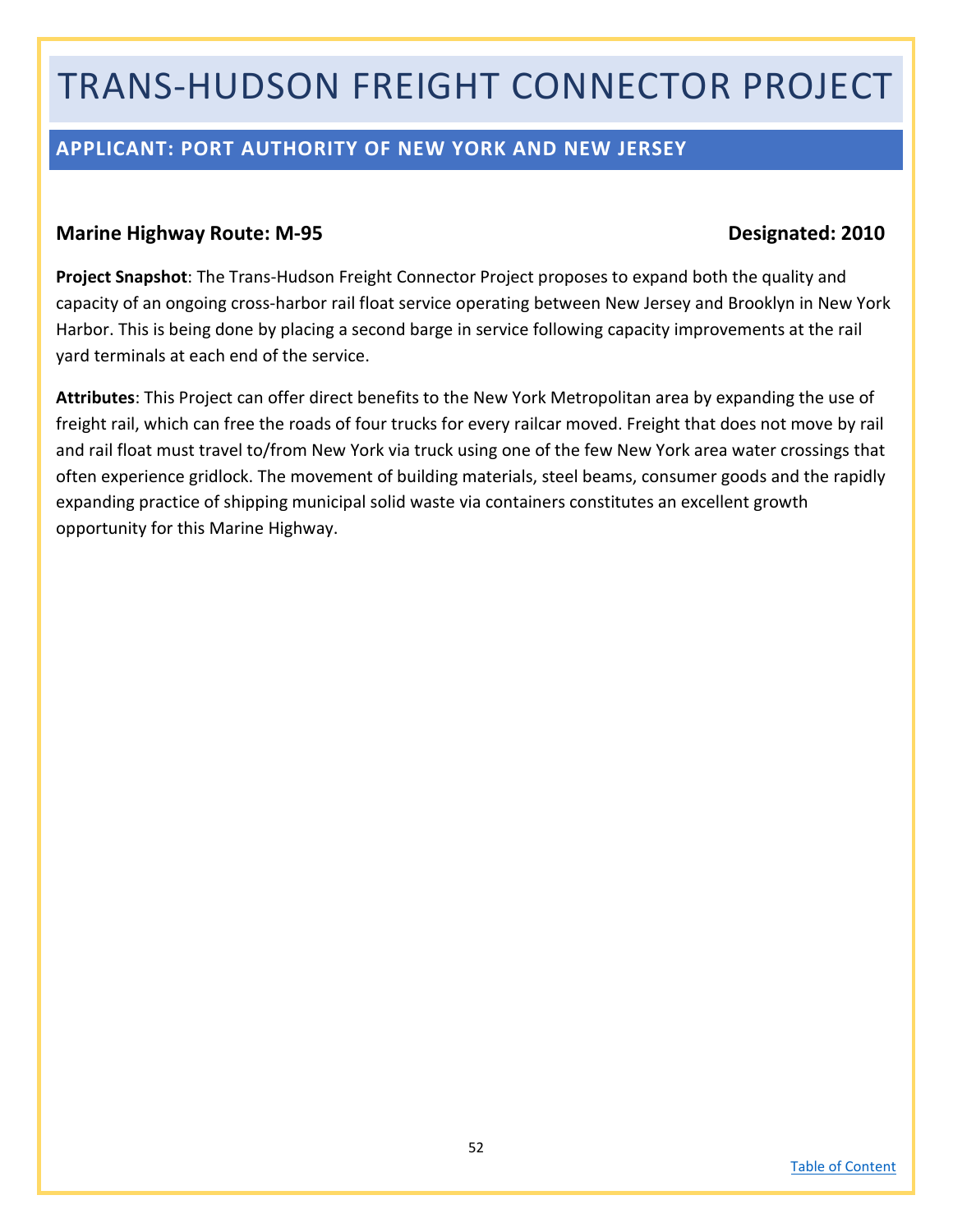# TRANS-HUDSON FREIGHT CONNECTOR PROJECT

## APPLICANT: PORT AUTHORITY OF NEW YORK AND NEW JERSEY

**Marine Highway Route: M-95** **Designated: 2010**

**Project Snapshot**: The Trans-Hudson Freight Connector Project proposes to expand both the quality and capacity of an ongoing cross-harbor rail float service operating between New Jersey and Brooklyn in New York Harbor. This is being done by placing a second barge in service following capacity improvements at the rail yard terminals at each end of the service.

**Attributes**: This Project can offer direct benefits to the New York Metropolitan area by expanding the use of freight rail, which can free the roads of four trucks for every railcar moved. Freight that does not move by rail and rail float must travel to/from New York via truck using one of the few New York area water crossings that often experience gridlock. The movement of building materials, steel beams, consumer goods and the rapidly expanding practice of shipping municipal solid waste via containers constitutes an excellent growth opportunity for this Marine Highway.

[Table of Content](#)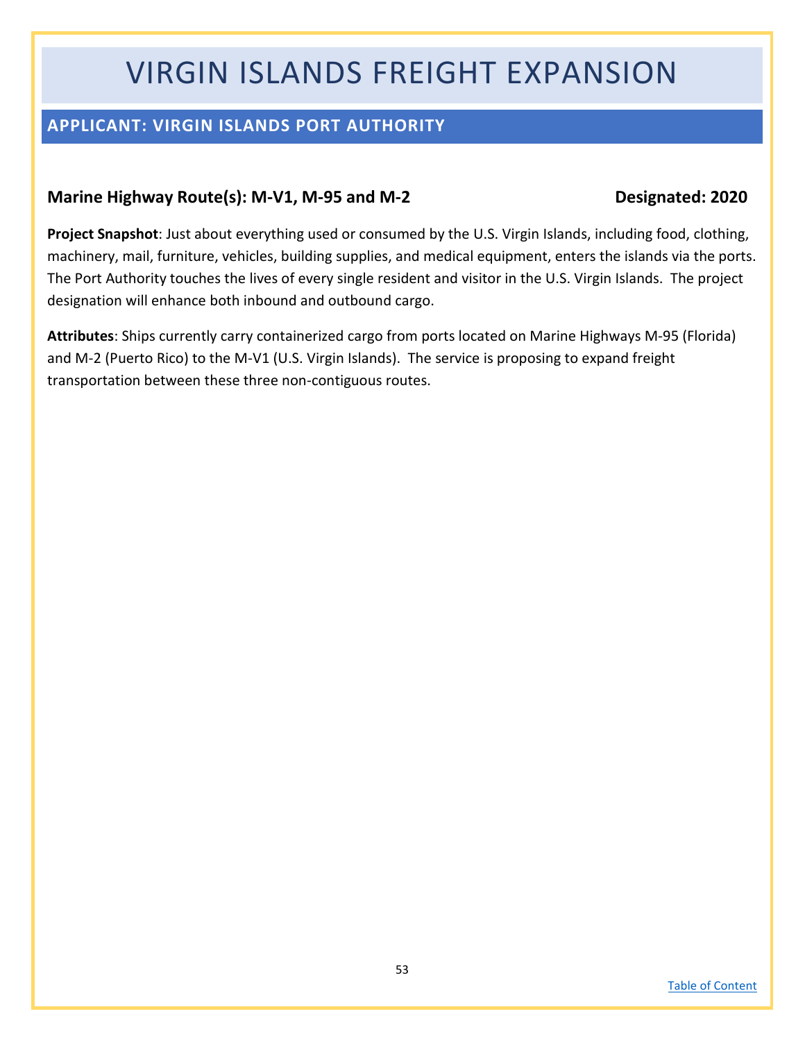# VIRGIN ISLANDS FREIGHT EXPANSION

## APPLICANT: VIRGIN ISLANDS PORT AUTHORITY

### Marine Highway Route(s): M-V1, M-95 and M-2 — Designated: 2020

**Project Snapshot**: Just about everything used or consumed by the U.S. Virgin Islands, including food, clothing, machinery, mail, furniture, vehicles, building supplies, and medical equipment, enters the islands via the ports. The Port Authority touches the lives of every single resident and visitor in the U.S. Virgin Islands. The project designation will enhance both inbound and outbound cargo.

**Attributes**: Ships currently carry containerized cargo from ports located on Marine Highways M-95 (Florida) and M-2 (Puerto Rico) to the M-V1 (U.S. Virgin Islands). The service is proposing to expand freight transportation between these three non-contiguous routes.

Table of Content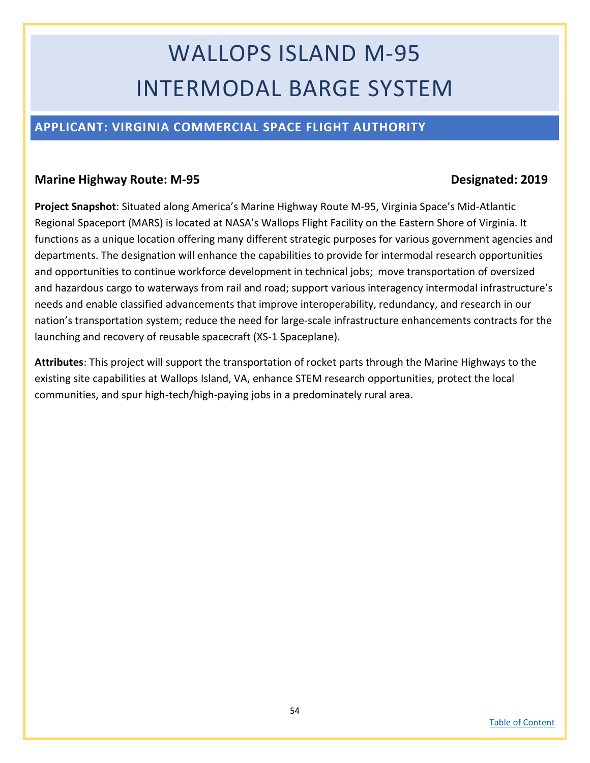# WALLOPS ISLAND M-95 INTERMODAL BARGE SYSTEM

## APPLICANT: VIRGINIA COMMERCIAL SPACE FLIGHT AUTHORITY

**Marine Highway Route: M-95** **Designated: 2019**

**Project Snapshot**: Situated along America's Marine Highway Route M-95, Virginia Space's Mid-Atlantic Regional Spaceport (MARS) is located at NASA's Wallops Flight Facility on the Eastern Shore of Virginia. It functions as a unique location offering many different strategic purposes for various government agencies and departments. The designation will enhance the capabilities to provide for intermodal research opportunities and opportunities to continue workforce development in technical jobs; move transportation of oversized and hazardous cargo to waterways from rail and road; support various interagency intermodal infrastructure's needs and enable classified advancements that improve interoperability, redundancy, and research in our nation's transportation system; reduce the need for large-scale infrastructure enhancements contracts for the launching and recovery of reusable spacecraft (XS-1 Spaceplane).

**Attributes**: This project will support the transportation of rocket parts through the Marine Highways to the existing site capabilities at Wallops Island, VA, enhance STEM research opportunities, protect the local communities, and spur high-tech/high-paying jobs in a predominately rural area.

Table of Content